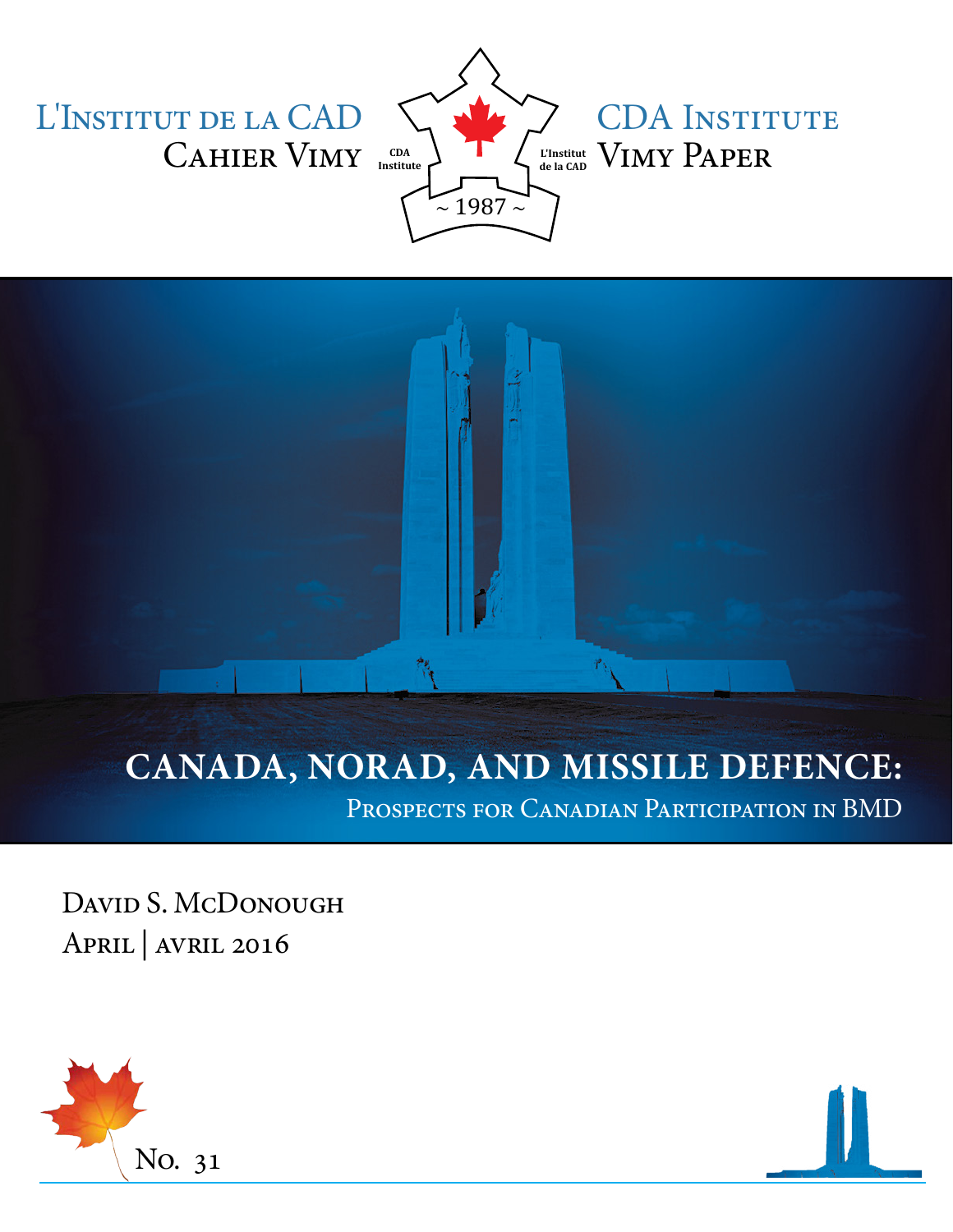L'Institut de la CAD
Cahier Vimy

CDA Institute
Vimy Paper

CDA Institute
L'Institut de la CAD
~ 1987 ~

# CANADA, NORAD, AND MISSILE DEFENCE:

## Prospects for Canadian Participation in BMD

David S. McDonough
April | avril 2016

No. 31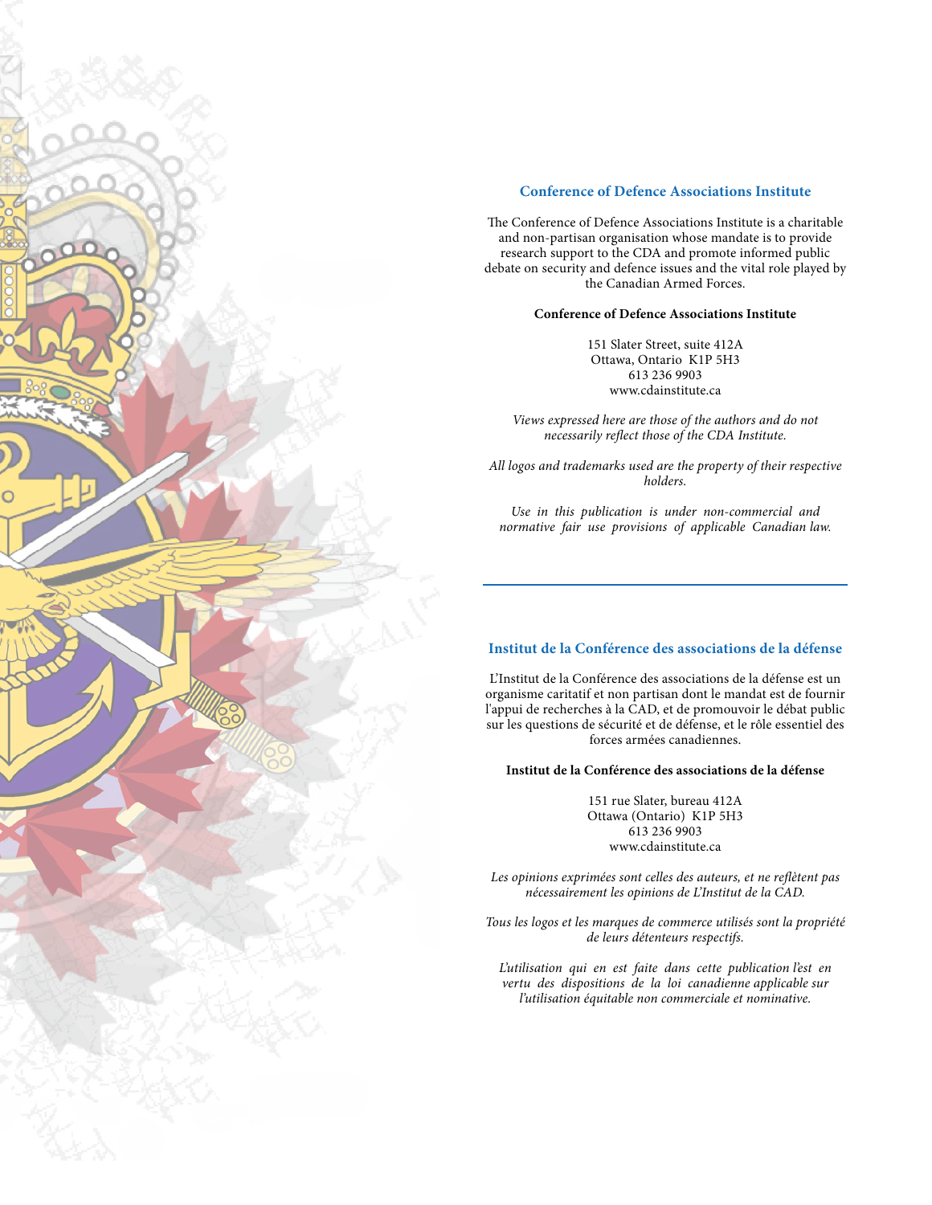## Conference of Defence Associations Institute

The Conference of Defence Associations Institute is a charitable and non-partisan organisation whose mandate is to provide research support to the CDA and promote informed public debate on security and defence issues and the vital role played by the Canadian Armed Forces.

**Conference of Defence Associations Institute**

151 Slater Street, suite 412A
Ottawa, Ontario K1P 5H3
613 236 9903
www.cdainstitute.ca

*Views expressed here are those of the authors and do not necessarily reflect those of the CDA Institute.*

*All logos and trademarks used are the property of their respective holders.*

*Use in this publication is under non-commercial and normative fair use provisions of applicable Canadian law.*

---

## Institut de la Conférence des associations de la défense

L'Institut de la Conférence des associations de la défense est un organisme caritatif et non partisan dont le mandat est de fournir l'appui de recherches à la CAD, et de promouvoir le débat public sur les questions de sécurité et de défense, et le rôle essentiel des forces armées canadiennes.

**Institut de la Conférence des associations de la défense**

151 rue Slater, bureau 412A
Ottawa (Ontario) K1P 5H3
613 236 9903
www.cdainstitute.ca

*Les opinions exprimées sont celles des auteurs, et ne reflètent pas nécessairement les opinions de L'Institut de la CAD.*

*Tous les logos et les marques de commerce utilisés sont la propriété de leurs détenteurs respectifs.*

*L'utilisation qui en est faite dans cette publication l'est en vertu des dispositions de la loi canadienne applicable sur l'utilisation équitable non commerciale et nominative.*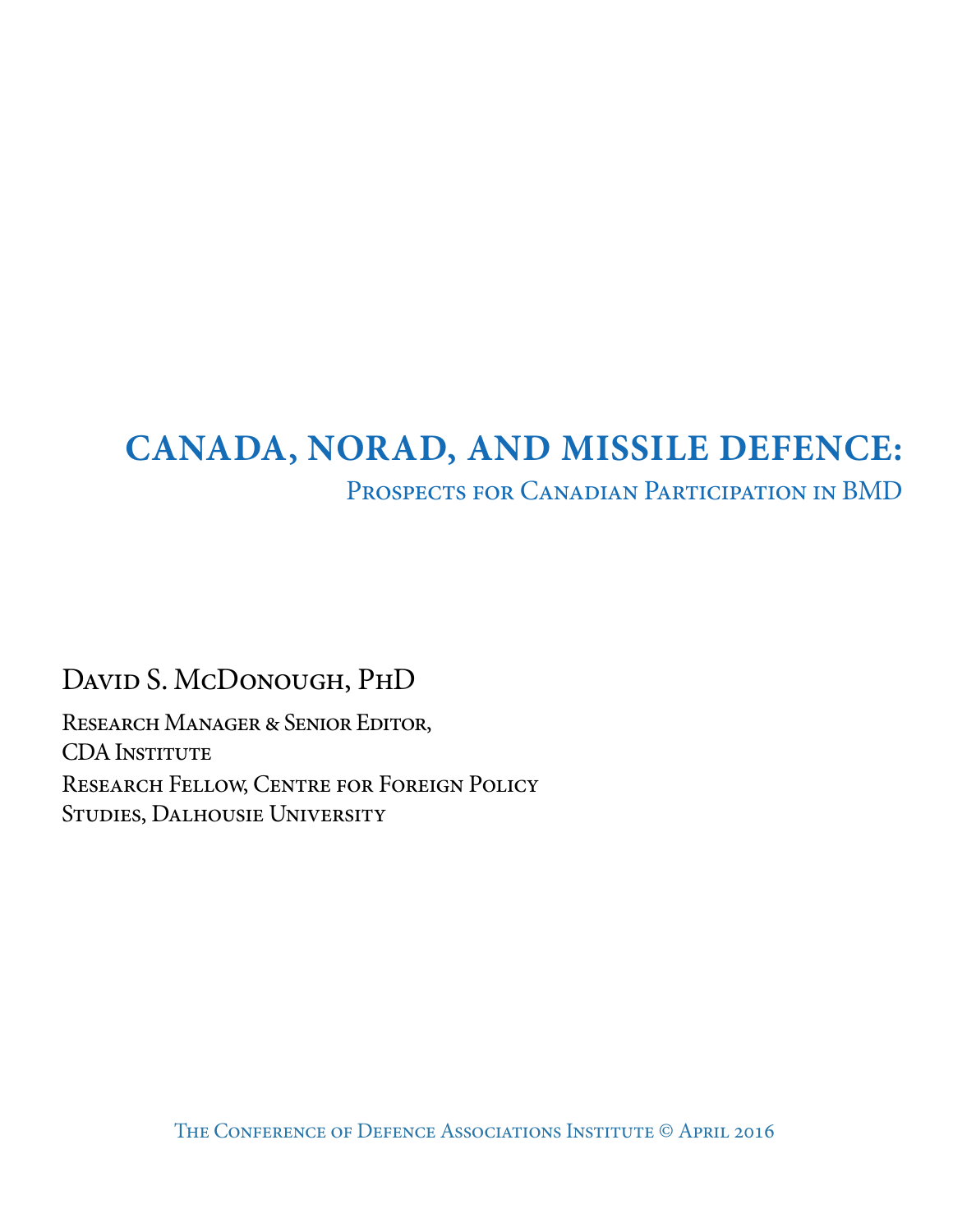# CANADA, NORAD, AND MISSILE DEFENCE:

## Prospects for Canadian Participation in BMD

David S. McDonough, PhD

Research Manager & Senior Editor,
CDA Institute
Research Fellow, Centre for Foreign Policy Studies, Dalhousie University

The Conference of Defence Associations Institute © April 2016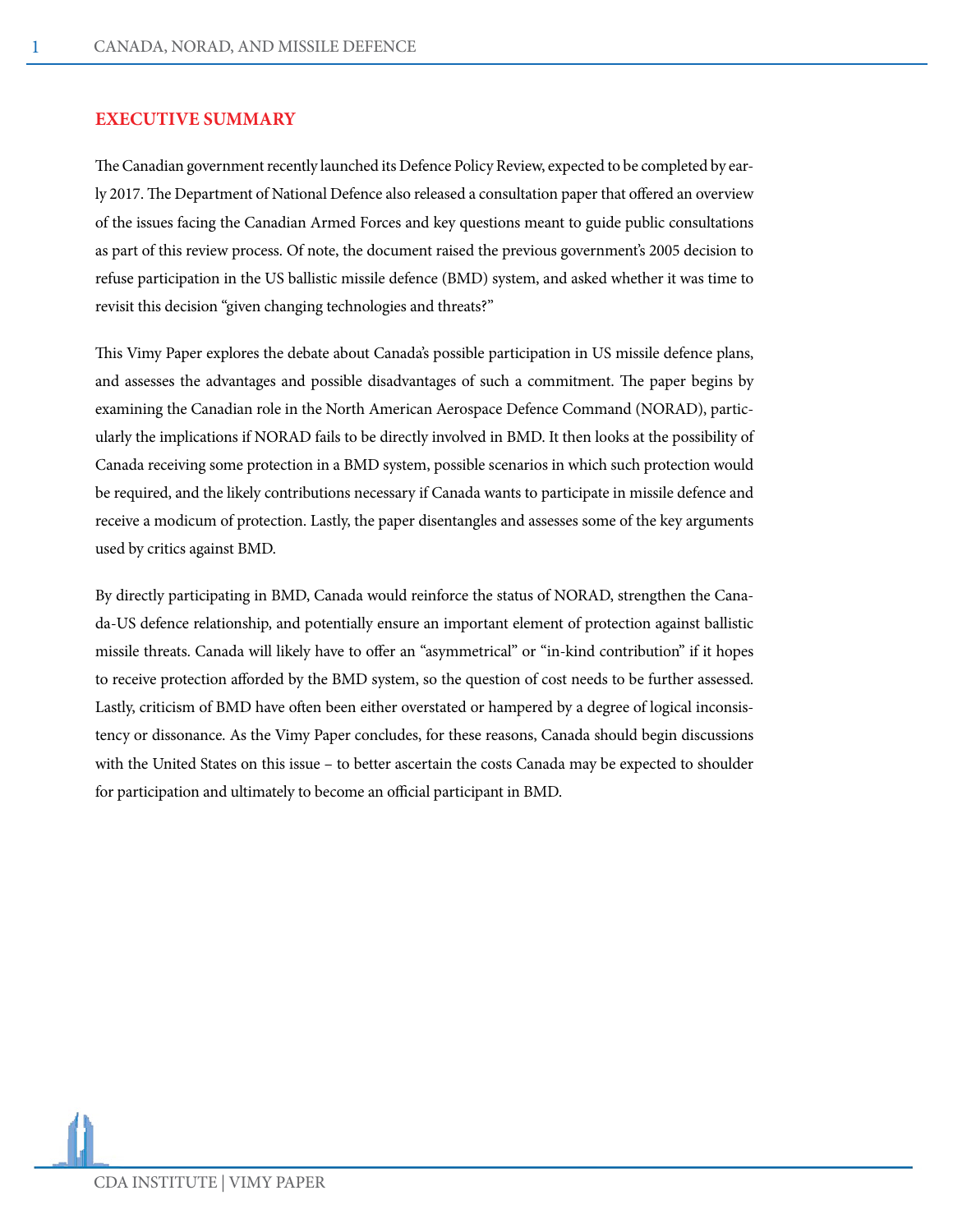## EXECUTIVE SUMMARY

The Canadian government recently launched its Defence Policy Review, expected to be completed by early 2017. The Department of National Defence also released a consultation paper that offered an overview of the issues facing the Canadian Armed Forces and key questions meant to guide public consultations as part of this review process. Of note, the document raised the previous government's 2005 decision to refuse participation in the US ballistic missile defence (BMD) system, and asked whether it was time to revisit this decision "given changing technologies and threats?"

This Vimy Paper explores the debate about Canada's possible participation in US missile defence plans, and assesses the advantages and possible disadvantages of such a commitment. The paper begins by examining the Canadian role in the North American Aerospace Defence Command (NORAD), particularly the implications if NORAD fails to be directly involved in BMD. It then looks at the possibility of Canada receiving some protection in a BMD system, possible scenarios in which such protection would be required, and the likely contributions necessary if Canada wants to participate in missile defence and receive a modicum of protection. Lastly, the paper disentangles and assesses some of the key arguments used by critics against BMD.

By directly participating in BMD, Canada would reinforce the status of NORAD, strengthen the Canada-US defence relationship, and potentially ensure an important element of protection against ballistic missile threats. Canada will likely have to offer an "asymmetrical" or "in-kind contribution" if it hopes to receive protection afforded by the BMD system, so the question of cost needs to be further assessed. Lastly, criticism of BMD have often been either overstated or hampered by a degree of logical inconsistency or dissonance. As the Vimy Paper concludes, for these reasons, Canada should begin discussions with the United States on this issue – to better ascertain the costs Canada may be expected to shoulder for participation and ultimately to become an official participant in BMD.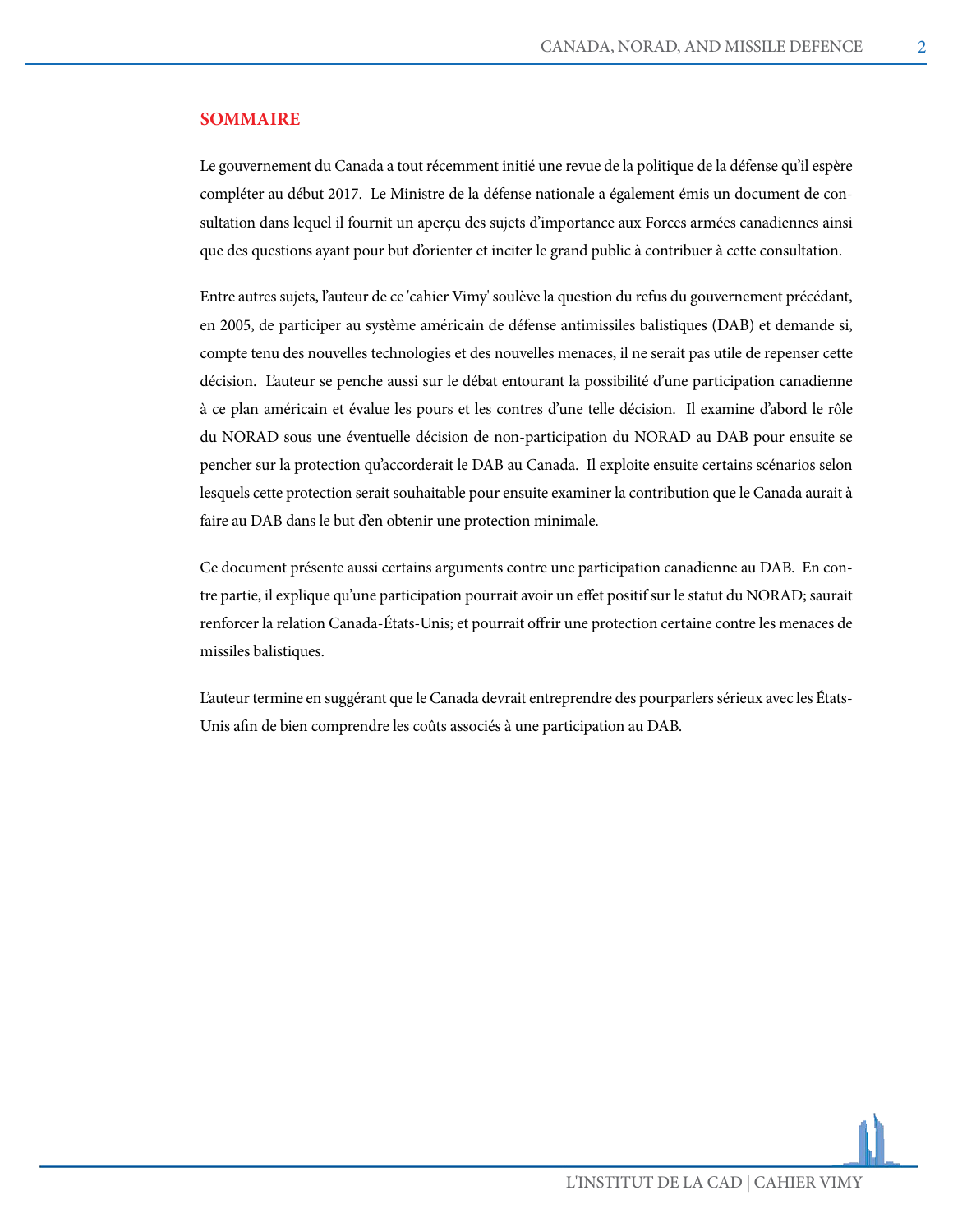## SOMMAIRE

Le gouvernement du Canada a tout récemment initié une revue de la politique de la défense qu'il espère compléter au début 2017. Le Ministre de la défense nationale a également émis un document de consultation dans lequel il fournit un aperçu des sujets d'importance aux Forces armées canadiennes ainsi que des questions ayant pour but d'orienter et inciter le grand public à contribuer à cette consultation.

Entre autres sujets, l'auteur de ce 'cahier Vimy' soulève la question du refus du gouvernement précédant, en 2005, de participer au système américain de défense antimissiles balistiques (DAB) et demande si, compte tenu des nouvelles technologies et des nouvelles menaces, il ne serait pas utile de repenser cette décision. L'auteur se penche aussi sur le débat entourant la possibilité d'une participation canadienne à ce plan américain et évalue les pours et les contres d'une telle décision. Il examine d'abord le rôle du NORAD sous une éventuelle décision de non-participation du NORAD au DAB pour ensuite se pencher sur la protection qu'accorderait le DAB au Canada. Il exploite ensuite certains scénarios selon lesquels cette protection serait souhaitable pour ensuite examiner la contribution que le Canada aurait à faire au DAB dans le but d'en obtenir une protection minimale.

Ce document présente aussi certains arguments contre une participation canadienne au DAB. En contre partie, il explique qu'une participation pourrait avoir un effet positif sur le statut du NORAD; saurait renforcer la relation Canada-États-Unis; et pourrait offrir une protection certaine contre les menaces de missiles balistiques.

L'auteur termine en suggérant que le Canada devrait entreprendre des pourparlers sérieux avec les États-Unis afin de bien comprendre les coûts associés à une participation au DAB.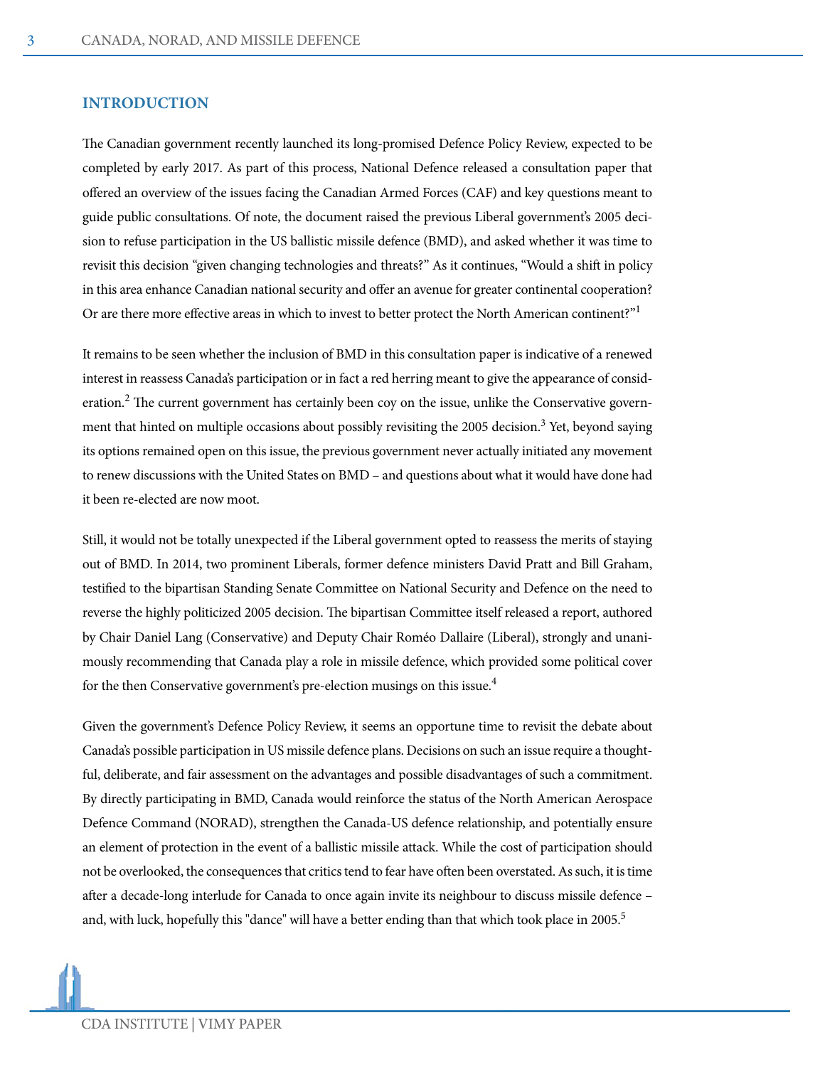## INTRODUCTION

The Canadian government recently launched its long-promised Defence Policy Review, expected to be completed by early 2017. As part of this process, National Defence released a consultation paper that offered an overview of the issues facing the Canadian Armed Forces (CAF) and key questions meant to guide public consultations. Of note, the document raised the previous Liberal government's 2005 decision to refuse participation in the US ballistic missile defence (BMD), and asked whether it was time to revisit this decision "given changing technologies and threats?" As it continues, "Would a shift in policy in this area enhance Canadian national security and offer an avenue for greater continental cooperation? Or are there more effective areas in which to invest to better protect the North American continent?"[1]

It remains to be seen whether the inclusion of BMD in this consultation paper is indicative of a renewed interest in reassess Canada's participation or in fact a red herring meant to give the appearance of consideration.[2] The current government has certainly been coy on the issue, unlike the Conservative government that hinted on multiple occasions about possibly revisiting the 2005 decision.[3] Yet, beyond saying its options remained open on this issue, the previous government never actually initiated any movement to renew discussions with the United States on BMD – and questions about what it would have done had it been re-elected are now moot.

Still, it would not be totally unexpected if the Liberal government opted to reassess the merits of staying out of BMD. In 2014, two prominent Liberals, former defence ministers David Pratt and Bill Graham, testified to the bipartisan Standing Senate Committee on National Security and Defence on the need to reverse the highly politicized 2005 decision. The bipartisan Committee itself released a report, authored by Chair Daniel Lang (Conservative) and Deputy Chair Roméo Dallaire (Liberal), strongly and unanimously recommending that Canada play a role in missile defence, which provided some political cover for the then Conservative government's pre-election musings on this issue.[4]

Given the government's Defence Policy Review, it seems an opportune time to revisit the debate about Canada's possible participation in US missile defence plans. Decisions on such an issue require a thoughtful, deliberate, and fair assessment on the advantages and possible disadvantages of such a commitment. By directly participating in BMD, Canada would reinforce the status of the North American Aerospace Defence Command (NORAD), strengthen the Canada-US defence relationship, and potentially ensure an element of protection in the event of a ballistic missile attack. While the cost of participation should not be overlooked, the consequences that critics tend to fear have often been overstated. As such, it is time after a decade-long interlude for Canada to once again invite its neighbour to discuss missile defence – and, with luck, hopefully this "dance" will have a better ending than that which took place in 2005.[5]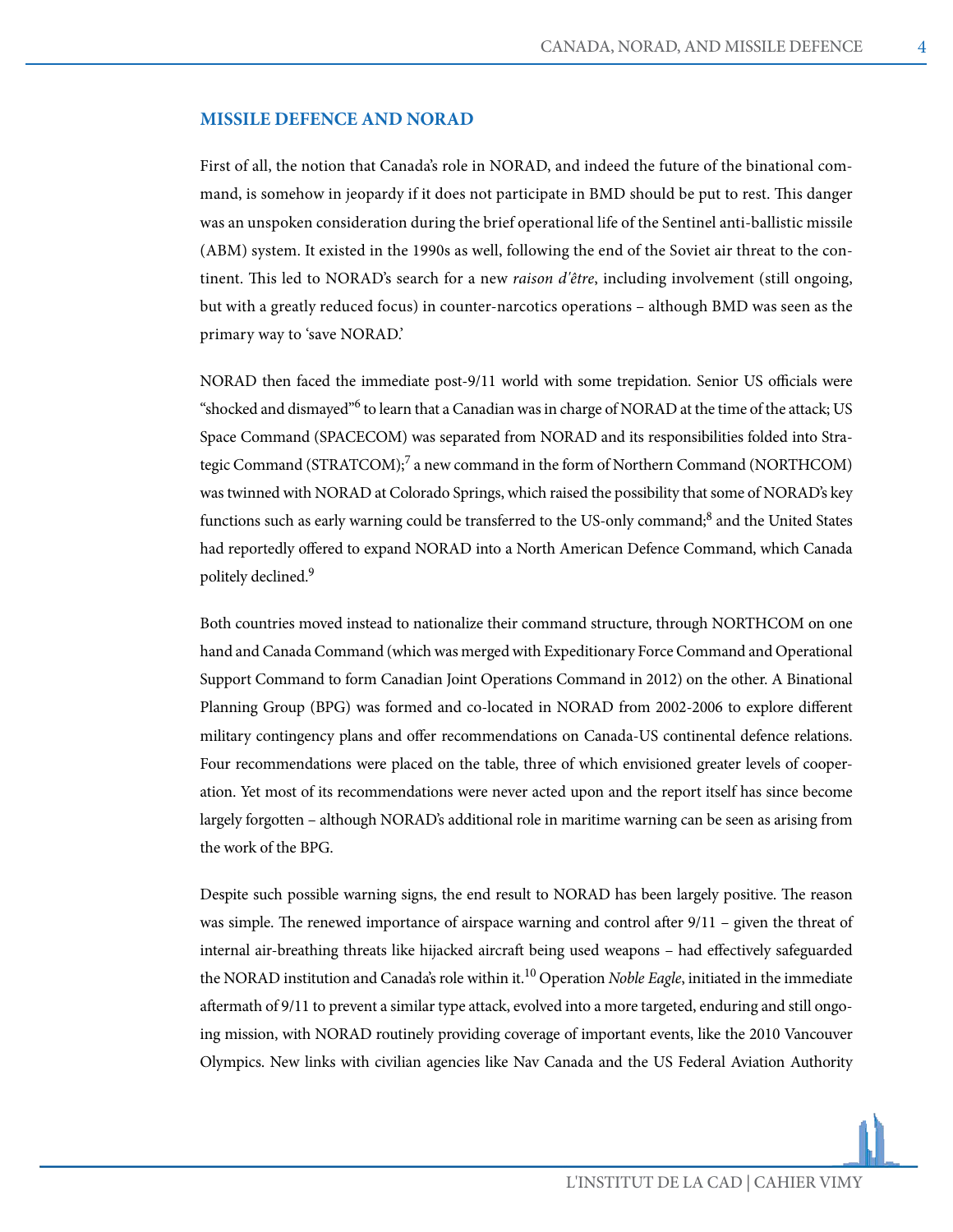## MISSILE DEFENCE AND NORAD

First of all, the notion that Canada's role in NORAD, and indeed the future of the binational command, is somehow in jeopardy if it does not participate in BMD should be put to rest. This danger was an unspoken consideration during the brief operational life of the Sentinel anti-ballistic missile (ABM) system. It existed in the 1990s as well, following the end of the Soviet air threat to the continent. This led to NORAD's search for a new *raison d'être*, including involvement (still ongoing, but with a greatly reduced focus) in counter-narcotics operations – although BMD was seen as the primary way to 'save NORAD.'

NORAD then faced the immediate post-9/11 world with some trepidation. Senior US officials were "shocked and dismayed"[6] to learn that a Canadian was in charge of NORAD at the time of the attack; US Space Command (SPACECOM) was separated from NORAD and its responsibilities folded into Strategic Command (STRATCOM);[7] a new command in the form of Northern Command (NORTHCOM) was twinned with NORAD at Colorado Springs, which raised the possibility that some of NORAD's key functions such as early warning could be transferred to the US-only command;[8] and the United States had reportedly offered to expand NORAD into a North American Defence Command, which Canada politely declined.[9]

Both countries moved instead to nationalize their command structure, through NORTHCOM on one hand and Canada Command (which was merged with Expeditionary Force Command and Operational Support Command to form Canadian Joint Operations Command in 2012) on the other. A Binational Planning Group (BPG) was formed and co-located in NORAD from 2002-2006 to explore different military contingency plans and offer recommendations on Canada-US continental defence relations. Four recommendations were placed on the table, three of which envisioned greater levels of cooperation. Yet most of its recommendations were never acted upon and the report itself has since become largely forgotten – although NORAD's additional role in maritime warning can be seen as arising from the work of the BPG.

Despite such possible warning signs, the end result to NORAD has been largely positive. The reason was simple. The renewed importance of airspace warning and control after 9/11 – given the threat of internal air-breathing threats like hijacked aircraft being used weapons – had effectively safeguarded the NORAD institution and Canada's role within it.[10] Operation *Noble Eagle*, initiated in the immediate aftermath of 9/11 to prevent a similar type attack, evolved into a more targeted, enduring and still ongoing mission, with NORAD routinely providing coverage of important events, like the 2010 Vancouver Olympics. New links with civilian agencies like Nav Canada and the US Federal Aviation Authority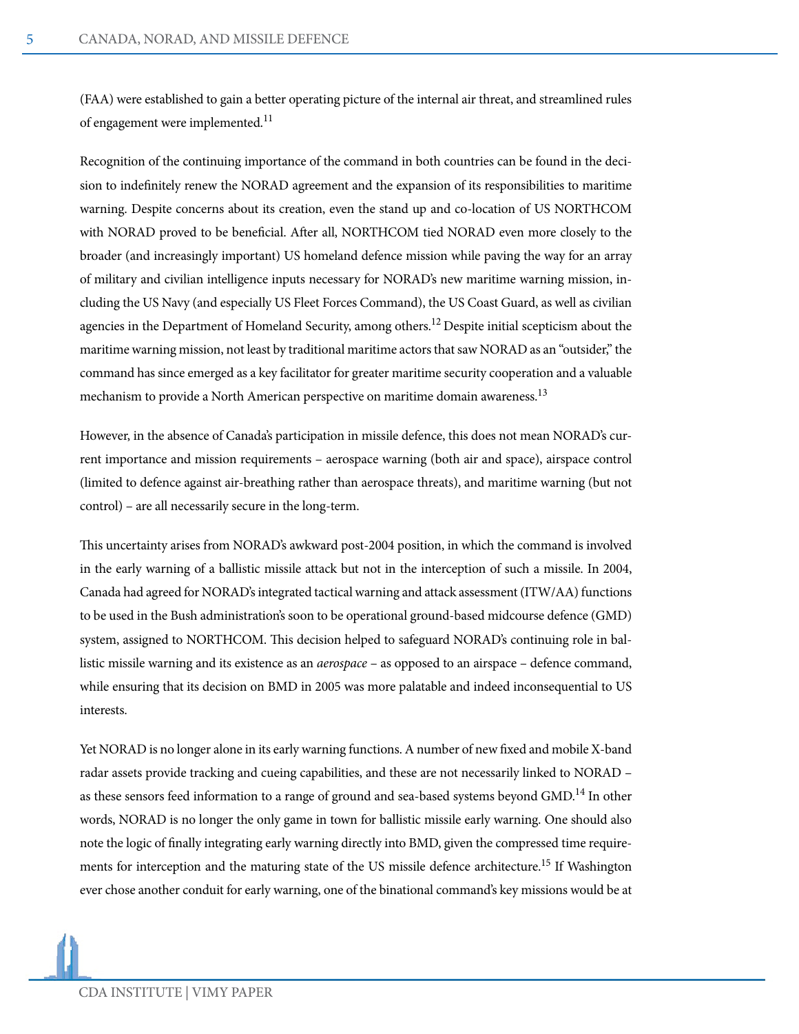(FAA) were established to gain a better operating picture of the internal air threat, and streamlined rules of engagement were implemented.[11]

Recognition of the continuing importance of the command in both countries can be found in the decision to indefinitely renew the NORAD agreement and the expansion of its responsibilities to maritime warning. Despite concerns about its creation, even the stand up and co-location of US NORTHCOM with NORAD proved to be beneficial. After all, NORTHCOM tied NORAD even more closely to the broader (and increasingly important) US homeland defence mission while paving the way for an array of military and civilian intelligence inputs necessary for NORAD's new maritime warning mission, including the US Navy (and especially US Fleet Forces Command), the US Coast Guard, as well as civilian agencies in the Department of Homeland Security, among others.[12] Despite initial scepticism about the maritime warning mission, not least by traditional maritime actors that saw NORAD as an "outsider," the command has since emerged as a key facilitator for greater maritime security cooperation and a valuable mechanism to provide a North American perspective on maritime domain awareness.[13]

However, in the absence of Canada's participation in missile defence, this does not mean NORAD's current importance and mission requirements – aerospace warning (both air and space), airspace control (limited to defence against air-breathing rather than aerospace threats), and maritime warning (but not control) – are all necessarily secure in the long-term.

This uncertainty arises from NORAD's awkward post-2004 position, in which the command is involved in the early warning of a ballistic missile attack but not in the interception of such a missile. In 2004, Canada had agreed for NORAD's integrated tactical warning and attack assessment (ITW/AA) functions to be used in the Bush administration's soon to be operational ground-based midcourse defence (GMD) system, assigned to NORTHCOM. This decision helped to safeguard NORAD's continuing role in ballistic missile warning and its existence as an *aerospace* – as opposed to an airspace – defence command, while ensuring that its decision on BMD in 2005 was more palatable and indeed inconsequential to US interests.

Yet NORAD is no longer alone in its early warning functions. A number of new fixed and mobile X-band radar assets provide tracking and cueing capabilities, and these are not necessarily linked to NORAD – as these sensors feed information to a range of ground and sea-based systems beyond GMD.[14] In other words, NORAD is no longer the only game in town for ballistic missile early warning. One should also note the logic of finally integrating early warning directly into BMD, given the compressed time requirements for interception and the maturing state of the US missile defence architecture.[15] If Washington ever chose another conduit for early warning, one of the binational command's key missions would be at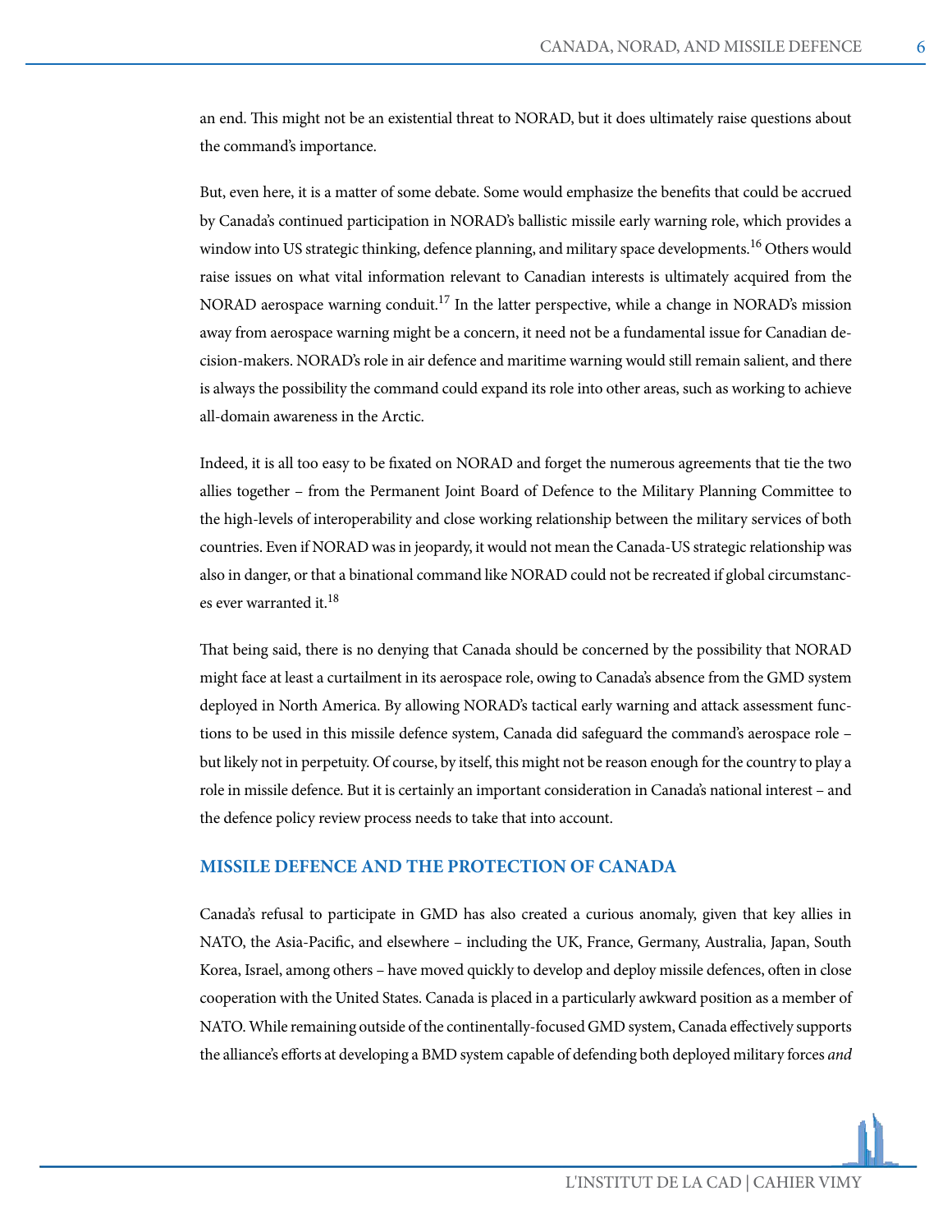an end. This might not be an existential threat to NORAD, but it does ultimately raise questions about the command's importance.

But, even here, it is a matter of some debate. Some would emphasize the benefits that could be accrued by Canada's continued participation in NORAD's ballistic missile early warning role, which provides a window into US strategic thinking, defence planning, and military space developments.[16] Others would raise issues on what vital information relevant to Canadian interests is ultimately acquired from the NORAD aerospace warning conduit.[17] In the latter perspective, while a change in NORAD's mission away from aerospace warning might be a concern, it need not be a fundamental issue for Canadian decision-makers. NORAD's role in air defence and maritime warning would still remain salient, and there is always the possibility the command could expand its role into other areas, such as working to achieve all-domain awareness in the Arctic.

Indeed, it is all too easy to be fixated on NORAD and forget the numerous agreements that tie the two allies together – from the Permanent Joint Board of Defence to the Military Planning Committee to the high-levels of interoperability and close working relationship between the military services of both countries. Even if NORAD was in jeopardy, it would not mean the Canada-US strategic relationship was also in danger, or that a binational command like NORAD could not be recreated if global circumstances ever warranted it.[18]

That being said, there is no denying that Canada should be concerned by the possibility that NORAD might face at least a curtailment in its aerospace role, owing to Canada's absence from the GMD system deployed in North America. By allowing NORAD's tactical early warning and attack assessment functions to be used in this missile defence system, Canada did safeguard the command's aerospace role – but likely not in perpetuity. Of course, by itself, this might not be reason enough for the country to play a role in missile defence. But it is certainly an important consideration in Canada's national interest – and the defence policy review process needs to take that into account.

## MISSILE DEFENCE AND THE PROTECTION OF CANADA

Canada's refusal to participate in GMD has also created a curious anomaly, given that key allies in NATO, the Asia-Pacific, and elsewhere – including the UK, France, Germany, Australia, Japan, South Korea, Israel, among others – have moved quickly to develop and deploy missile defences, often in close cooperation with the United States. Canada is placed in a particularly awkward position as a member of NATO. While remaining outside of the continentally-focused GMD system, Canada effectively supports the alliance's efforts at developing a BMD system capable of defending both deployed military forces *and*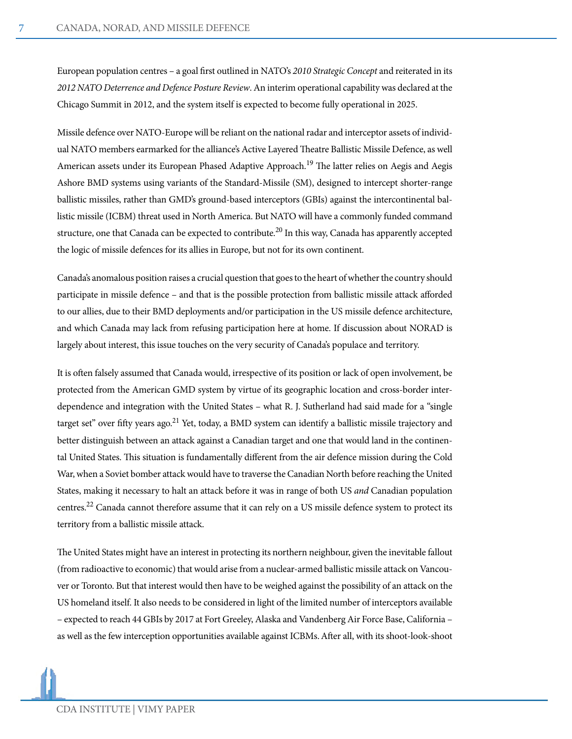European population centres – a goal first outlined in NATO's *2010 Strategic Concept* and reiterated in its *2012 NATO Deterrence and Defence Posture Review*. An interim operational capability was declared at the Chicago Summit in 2012, and the system itself is expected to become fully operational in 2025.

Missile defence over NATO-Europe will be reliant on the national radar and interceptor assets of individual NATO members earmarked for the alliance's Active Layered Theatre Ballistic Missile Defence, as well American assets under its European Phased Adaptive Approach.[19] The latter relies on Aegis and Aegis Ashore BMD systems using variants of the Standard-Missile (SM), designed to intercept shorter-range ballistic missiles, rather than GMD's ground-based interceptors (GBIs) against the intercontinental ballistic missile (ICBM) threat used in North America. But NATO will have a commonly funded command structure, one that Canada can be expected to contribute.[20] In this way, Canada has apparently accepted the logic of missile defences for its allies in Europe, but not for its own continent.

Canada's anomalous position raises a crucial question that goes to the heart of whether the country should participate in missile defence – and that is the possible protection from ballistic missile attack afforded to our allies, due to their BMD deployments and/or participation in the US missile defence architecture, and which Canada may lack from refusing participation here at home. If discussion about NORAD is largely about interest, this issue touches on the very security of Canada's populace and territory.

It is often falsely assumed that Canada would, irrespective of its position or lack of open involvement, be protected from the American GMD system by virtue of its geographic location and cross-border interdependence and integration with the United States – what R. J. Sutherland had said made for a "single target set" over fifty years ago.[21] Yet, today, a BMD system can identify a ballistic missile trajectory and better distinguish between an attack against a Canadian target and one that would land in the continental United States. This situation is fundamentally different from the air defence mission during the Cold War, when a Soviet bomber attack would have to traverse the Canadian North before reaching the United States, making it necessary to halt an attack before it was in range of both US *and* Canadian population centres.[22] Canada cannot therefore assume that it can rely on a US missile defence system to protect its territory from a ballistic missile attack.

The United States might have an interest in protecting its northern neighbour, given the inevitable fallout (from radioactive to economic) that would arise from a nuclear-armed ballistic missile attack on Vancouver or Toronto. But that interest would then have to be weighed against the possibility of an attack on the US homeland itself. It also needs to be considered in light of the limited number of interceptors available – expected to reach 44 GBIs by 2017 at Fort Greeley, Alaska and Vandenberg Air Force Base, California – as well as the few interception opportunities available against ICBMs. After all, with its shoot-look-shoot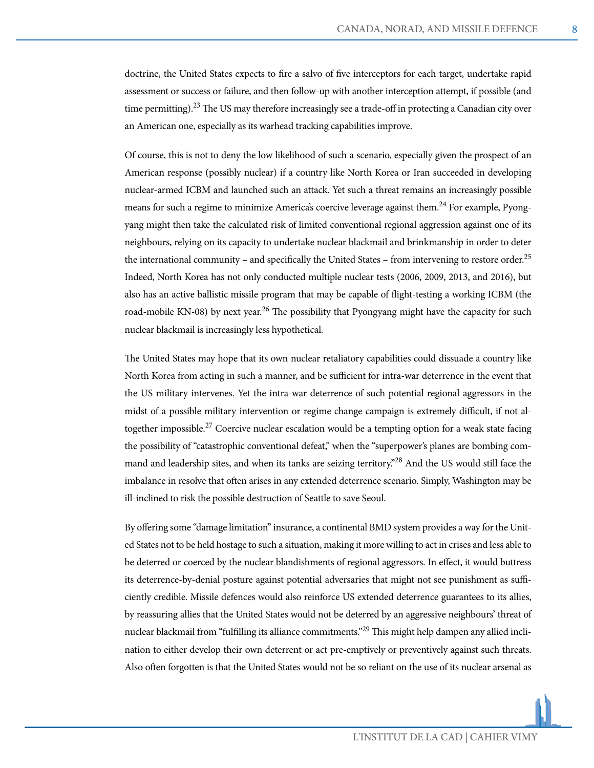doctrine, the United States expects to fire a salvo of five interceptors for each target, undertake rapid assessment or success or failure, and then follow-up with another interception attempt, if possible (and time permitting).[23] The US may therefore increasingly see a trade-off in protecting a Canadian city over an American one, especially as its warhead tracking capabilities improve.

Of course, this is not to deny the low likelihood of such a scenario, especially given the prospect of an American response (possibly nuclear) if a country like North Korea or Iran succeeded in developing nuclear-armed ICBM and launched such an attack. Yet such a threat remains an increasingly possible means for such a regime to minimize America's coercive leverage against them.[24] For example, Pyongyang might then take the calculated risk of limited conventional regional aggression against one of its neighbours, relying on its capacity to undertake nuclear blackmail and brinkmanship in order to deter the international community – and specifically the United States – from intervening to restore order.[25] Indeed, North Korea has not only conducted multiple nuclear tests (2006, 2009, 2013, and 2016), but also has an active ballistic missile program that may be capable of flight-testing a working ICBM (the road-mobile KN-08) by next year.[26] The possibility that Pyongyang might have the capacity for such nuclear blackmail is increasingly less hypothetical.

The United States may hope that its own nuclear retaliatory capabilities could dissuade a country like North Korea from acting in such a manner, and be sufficient for intra-war deterrence in the event that the US military intervenes. Yet the intra-war deterrence of such potential regional aggressors in the midst of a possible military intervention or regime change campaign is extremely difficult, if not altogether impossible.[27] Coercive nuclear escalation would be a tempting option for a weak state facing the possibility of "catastrophic conventional defeat," when the "superpower's planes are bombing command and leadership sites, and when its tanks are seizing territory."[28] And the US would still face the imbalance in resolve that often arises in any extended deterrence scenario. Simply, Washington may be ill-inclined to risk the possible destruction of Seattle to save Seoul.

By offering some "damage limitation" insurance, a continental BMD system provides a way for the United States not to be held hostage to such a situation, making it more willing to act in crises and less able to be deterred or coerced by the nuclear blandishments of regional aggressors. In effect, it would buttress its deterrence-by-denial posture against potential adversaries that might not see punishment as sufficiently credible. Missile defences would also reinforce US extended deterrence guarantees to its allies, by reassuring allies that the United States would not be deterred by an aggressive neighbours' threat of nuclear blackmail from "fulfilling its alliance commitments."[29] This might help dampen any allied inclination to either develop their own deterrent or act pre-emptively or preventively against such threats. Also often forgotten is that the United States would not be so reliant on the use of its nuclear arsenal as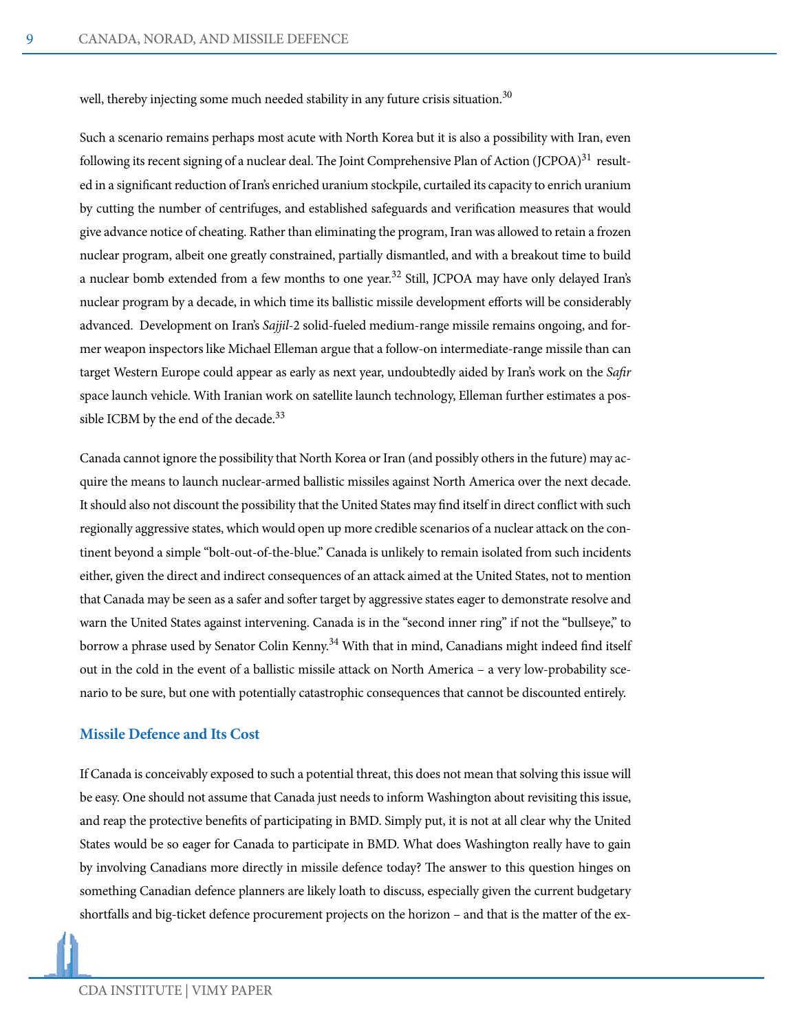well, thereby injecting some much needed stability in any future crisis situation.[30]

Such a scenario remains perhaps most acute with North Korea but it is also a possibility with Iran, even following its recent signing of a nuclear deal. The Joint Comprehensive Plan of Action (JCPOA)[31] resulted in a significant reduction of Iran's enriched uranium stockpile, curtailed its capacity to enrich uranium by cutting the number of centrifuges, and established safeguards and verification measures that would give advance notice of cheating. Rather than eliminating the program, Iran was allowed to retain a frozen nuclear program, albeit one greatly constrained, partially dismantled, and with a breakout time to build a nuclear bomb extended from a few months to one year.[32] Still, JCPOA may have only delayed Iran's nuclear program by a decade, in which time its ballistic missile development efforts will be considerably advanced. Development on Iran's *Sajjil*-2 solid-fueled medium-range missile remains ongoing, and former weapon inspectors like Michael Elleman argue that a follow-on intermediate-range missile than can target Western Europe could appear as early as next year, undoubtedly aided by Iran's work on the *Safir* space launch vehicle. With Iranian work on satellite launch technology, Elleman further estimates a possible ICBM by the end of the decade.[33]

Canada cannot ignore the possibility that North Korea or Iran (and possibly others in the future) may acquire the means to launch nuclear-armed ballistic missiles against North America over the next decade. It should also not discount the possibility that the United States may find itself in direct conflict with such regionally aggressive states, which would open up more credible scenarios of a nuclear attack on the continent beyond a simple "bolt-out-of-the-blue." Canada is unlikely to remain isolated from such incidents either, given the direct and indirect consequences of an attack aimed at the United States, not to mention that Canada may be seen as a safer and softer target by aggressive states eager to demonstrate resolve and warn the United States against intervening. Canada is in the "second inner ring" if not the "bullseye," to borrow a phrase used by Senator Colin Kenny.[34] With that in mind, Canadians might indeed find itself out in the cold in the event of a ballistic missile attack on North America – a very low-probability scenario to be sure, but one with potentially catastrophic consequences that cannot be discounted entirely.

## Missile Defence and Its Cost

If Canada is conceivably exposed to such a potential threat, this does not mean that solving this issue will be easy. One should not assume that Canada just needs to inform Washington about revisiting this issue, and reap the protective benefits of participating in BMD. Simply put, it is not at all clear why the United States would be so eager for Canada to participate in BMD. What does Washington really have to gain by involving Canadians more directly in missile defence today? The answer to this question hinges on something Canadian defence planners are likely loath to discuss, especially given the current budgetary shortfalls and big-ticket defence procurement projects on the horizon – and that is the matter of the ex-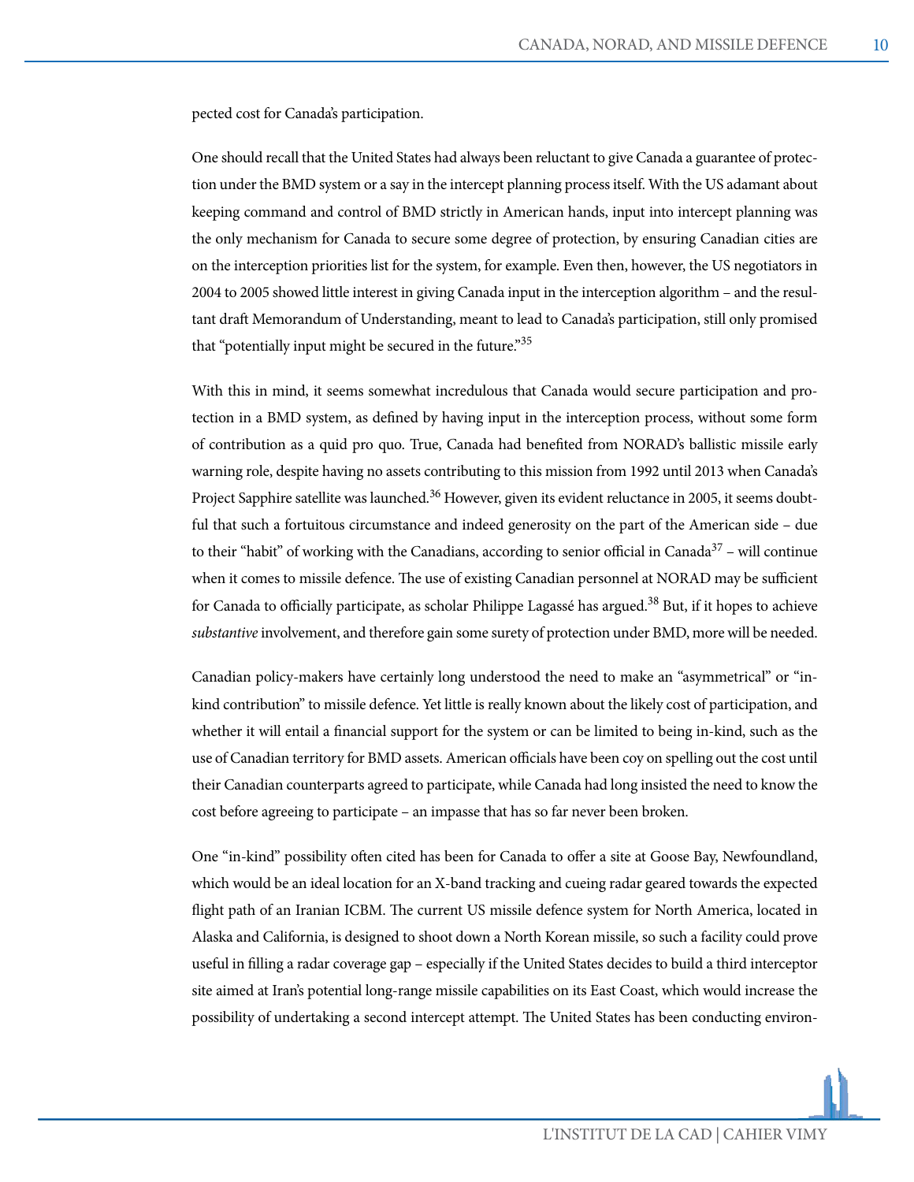pected cost for Canada's participation.

One should recall that the United States had always been reluctant to give Canada a guarantee of protection under the BMD system or a say in the intercept planning process itself. With the US adamant about keeping command and control of BMD strictly in American hands, input into intercept planning was the only mechanism for Canada to secure some degree of protection, by ensuring Canadian cities are on the interception priorities list for the system, for example. Even then, however, the US negotiators in 2004 to 2005 showed little interest in giving Canada input in the interception algorithm – and the resultant draft Memorandum of Understanding, meant to lead to Canada's participation, still only promised that "potentially input might be secured in the future."[35]

With this in mind, it seems somewhat incredulous that Canada would secure participation and protection in a BMD system, as defined by having input in the interception process, without some form of contribution as a quid pro quo. True, Canada had benefited from NORAD's ballistic missile early warning role, despite having no assets contributing to this mission from 1992 until 2013 when Canada's Project Sapphire satellite was launched.[36] However, given its evident reluctance in 2005, it seems doubtful that such a fortuitous circumstance and indeed generosity on the part of the American side – due to their "habit" of working with the Canadians, according to senior official in Canada[37] – will continue when it comes to missile defence. The use of existing Canadian personnel at NORAD may be sufficient for Canada to officially participate, as scholar Philippe Lagassé has argued.[38] But, if it hopes to achieve *substantive* involvement, and therefore gain some surety of protection under BMD, more will be needed.

Canadian policy-makers have certainly long understood the need to make an "asymmetrical" or "in-kind contribution" to missile defence. Yet little is really known about the likely cost of participation, and whether it will entail a financial support for the system or can be limited to being in-kind, such as the use of Canadian territory for BMD assets. American officials have been coy on spelling out the cost until their Canadian counterparts agreed to participate, while Canada had long insisted the need to know the cost before agreeing to participate – an impasse that has so far never been broken.

One "in-kind" possibility often cited has been for Canada to offer a site at Goose Bay, Newfoundland, which would be an ideal location for an X-band tracking and cueing radar geared towards the expected flight path of an Iranian ICBM. The current US missile defence system for North America, located in Alaska and California, is designed to shoot down a North Korean missile, so such a facility could prove useful in filling a radar coverage gap – especially if the United States decides to build a third interceptor site aimed at Iran's potential long-range missile capabilities on its East Coast, which would increase the possibility of undertaking a second intercept attempt. The United States has been conducting environ-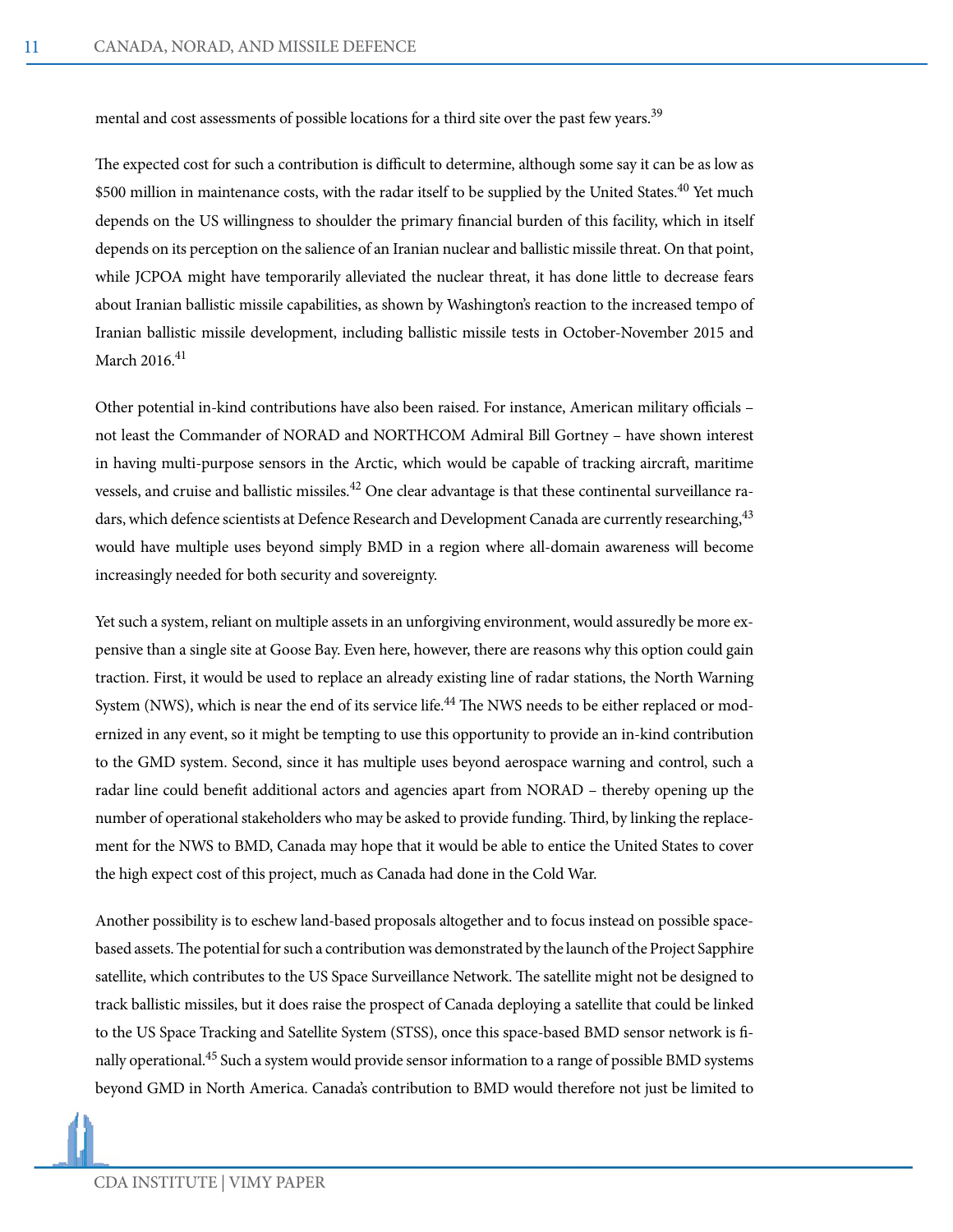mental and cost assessments of possible locations for a third site over the past few years.[39]

The expected cost for such a contribution is difficult to determine, although some say it can be as low as $500 million in maintenance costs, with the radar itself to be supplied by the United States.[40] Yet much depends on the US willingness to shoulder the primary financial burden of this facility, which in itself depends on its perception on the salience of an Iranian nuclear and ballistic missile threat. On that point, while JCPOA might have temporarily alleviated the nuclear threat, it has done little to decrease fears about Iranian ballistic missile capabilities, as shown by Washington's reaction to the increased tempo of Iranian ballistic missile development, including ballistic missile tests in October-November 2015 and March 2016.[41]

Other potential in-kind contributions have also been raised. For instance, American military officials – not least the Commander of NORAD and NORTHCOM Admiral Bill Gortney – have shown interest in having multi-purpose sensors in the Arctic, which would be capable of tracking aircraft, maritime vessels, and cruise and ballistic missiles.[42] One clear advantage is that these continental surveillance radars, which defence scientists at Defence Research and Development Canada are currently researching,[43] would have multiple uses beyond simply BMD in a region where all-domain awareness will become increasingly needed for both security and sovereignty.

Yet such a system, reliant on multiple assets in an unforgiving environment, would assuredly be more expensive than a single site at Goose Bay. Even here, however, there are reasons why this option could gain traction. First, it would be used to replace an already existing line of radar stations, the North Warning System (NWS), which is near the end of its service life.[44] The NWS needs to be either replaced or modernized in any event, so it might be tempting to use this opportunity to provide an in-kind contribution to the GMD system. Second, since it has multiple uses beyond aerospace warning and control, such a radar line could benefit additional actors and agencies apart from NORAD – thereby opening up the number of operational stakeholders who may be asked to provide funding. Third, by linking the replacement for the NWS to BMD, Canada may hope that it would be able to entice the United States to cover the high expect cost of this project, much as Canada had done in the Cold War.

Another possibility is to eschew land-based proposals altogether and to focus instead on possible space-based assets. The potential for such a contribution was demonstrated by the launch of the Project Sapphire satellite, which contributes to the US Space Surveillance Network. The satellite might not be designed to track ballistic missiles, but it does raise the prospect of Canada deploying a satellite that could be linked to the US Space Tracking and Satellite System (STSS), once this space-based BMD sensor network is finally operational.[45] Such a system would provide sensor information to a range of possible BMD systems beyond GMD in North America. Canada's contribution to BMD would therefore not just be limited to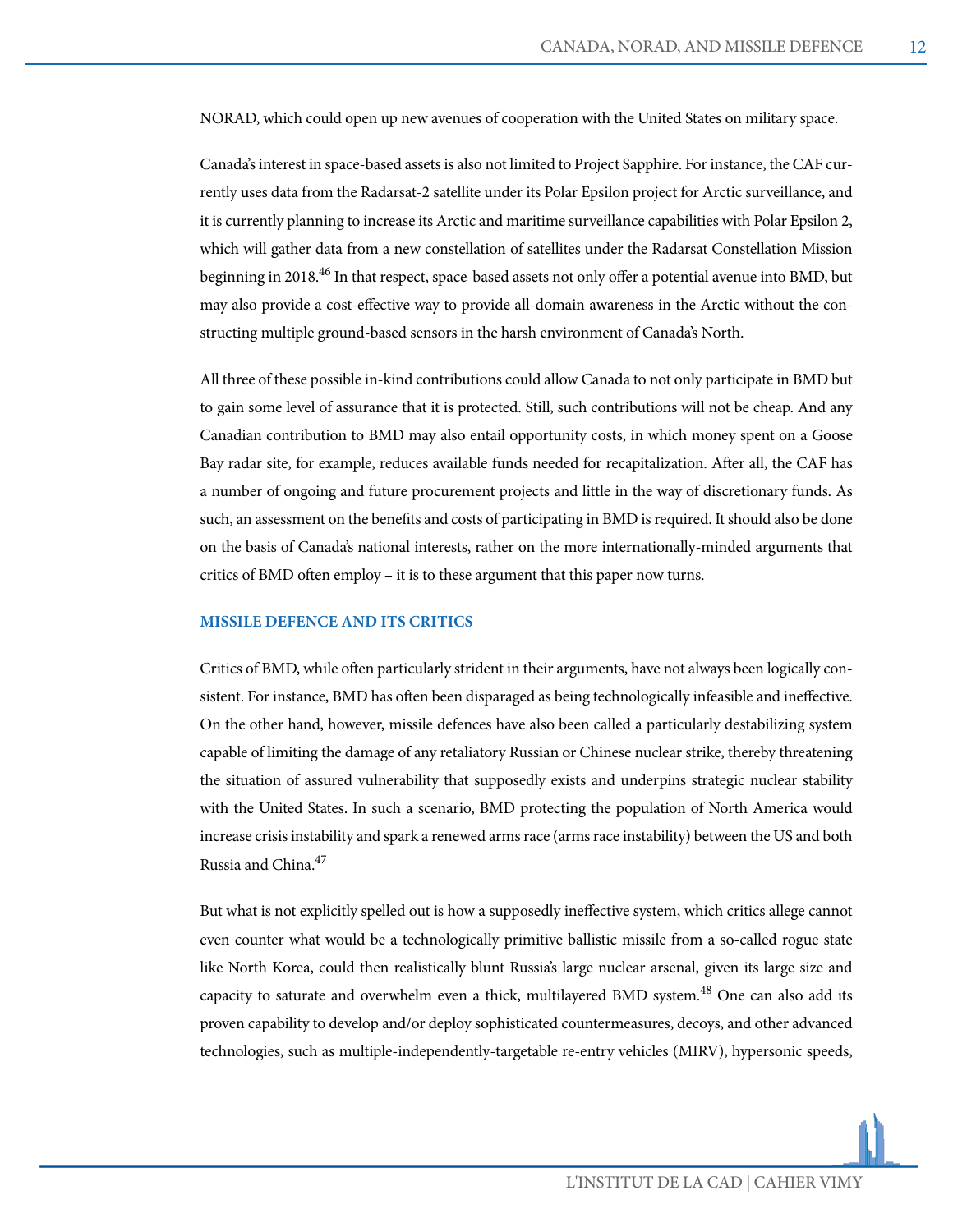NORAD, which could open up new avenues of cooperation with the United States on military space.

Canada's interest in space-based assets is also not limited to Project Sapphire. For instance, the CAF currently uses data from the Radarsat-2 satellite under its Polar Epsilon project for Arctic surveillance, and it is currently planning to increase its Arctic and maritime surveillance capabilities with Polar Epsilon 2, which will gather data from a new constellation of satellites under the Radarsat Constellation Mission beginning in 2018.[46] In that respect, space-based assets not only offer a potential avenue into BMD, but may also provide a cost-effective way to provide all-domain awareness in the Arctic without the constructing multiple ground-based sensors in the harsh environment of Canada's North.

All three of these possible in-kind contributions could allow Canada to not only participate in BMD but to gain some level of assurance that it is protected. Still, such contributions will not be cheap. And any Canadian contribution to BMD may also entail opportunity costs, in which money spent on a Goose Bay radar site, for example, reduces available funds needed for recapitalization. After all, the CAF has a number of ongoing and future procurement projects and little in the way of discretionary funds. As such, an assessment on the benefits and costs of participating in BMD is required. It should also be done on the basis of Canada's national interests, rather on the more internationally-minded arguments that critics of BMD often employ – it is to these argument that this paper now turns.

## MISSILE DEFENCE AND ITS CRITICS

Critics of BMD, while often particularly strident in their arguments, have not always been logically consistent. For instance, BMD has often been disparaged as being technologically infeasible and ineffective. On the other hand, however, missile defences have also been called a particularly destabilizing system capable of limiting the damage of any retaliatory Russian or Chinese nuclear strike, thereby threatening the situation of assured vulnerability that supposedly exists and underpins strategic nuclear stability with the United States. In such a scenario, BMD protecting the population of North America would increase crisis instability and spark a renewed arms race (arms race instability) between the US and both Russia and China.[47]

But what is not explicitly spelled out is how a supposedly ineffective system, which critics allege cannot even counter what would be a technologically primitive ballistic missile from a so-called rogue state like North Korea, could then realistically blunt Russia's large nuclear arsenal, given its large size and capacity to saturate and overwhelm even a thick, multilayered BMD system.[48] One can also add its proven capability to develop and/or deploy sophisticated countermeasures, decoys, and other advanced technologies, such as multiple-independently-targetable re-entry vehicles (MIRV), hypersonic speeds,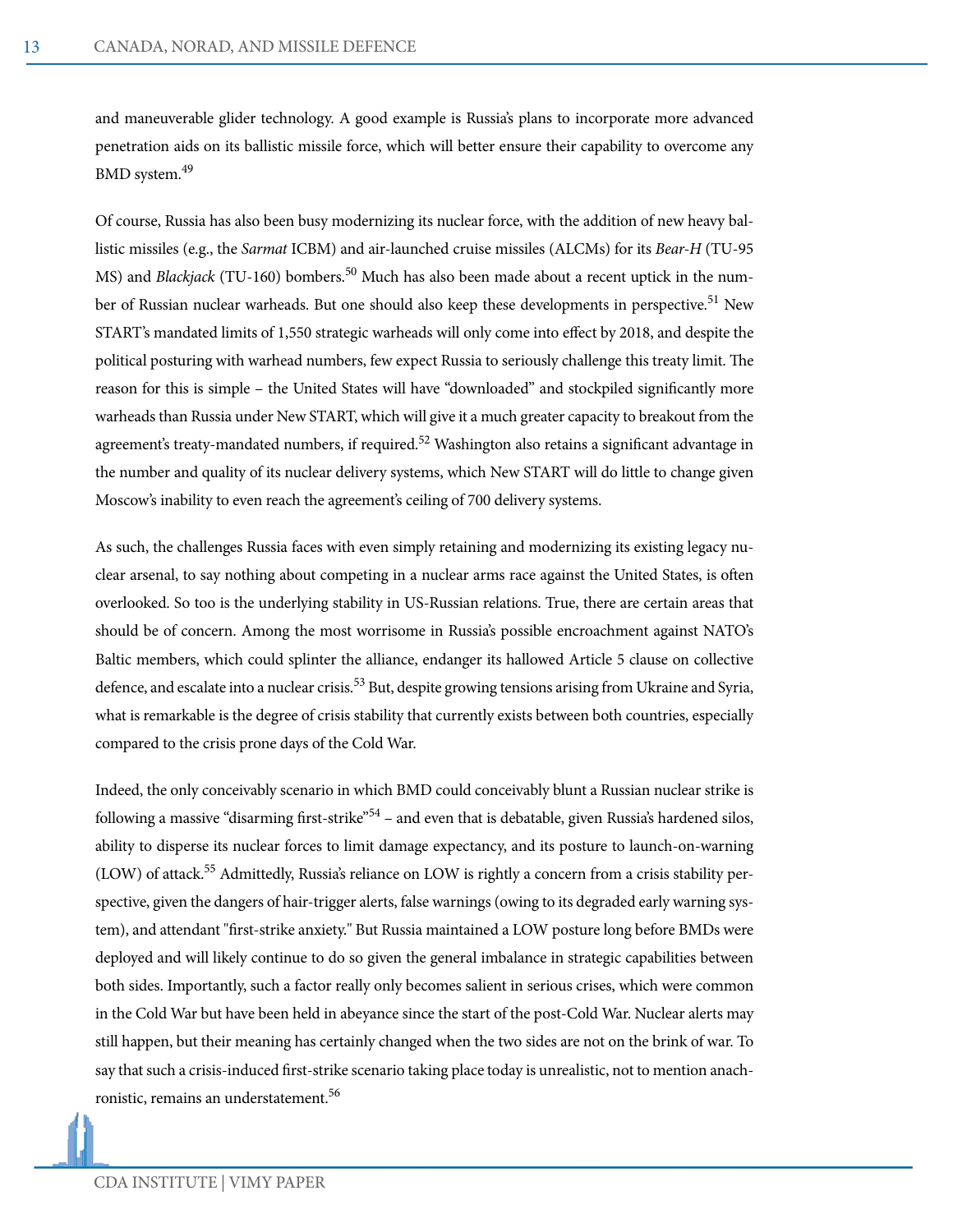and maneuverable glider technology. A good example is Russia's plans to incorporate more advanced penetration aids on its ballistic missile force, which will better ensure their capability to overcome any BMD system.[49]

Of course, Russia has also been busy modernizing its nuclear force, with the addition of new heavy ballistic missiles (e.g., the *Sarmat* ICBM) and air-launched cruise missiles (ALCMs) for its *Bear-H* (TU-95 MS) and *Blackjack* (TU-160) bombers.[50] Much has also been made about a recent uptick in the number of Russian nuclear warheads. But one should also keep these developments in perspective.[51] New START's mandated limits of 1,550 strategic warheads will only come into effect by 2018, and despite the political posturing with warhead numbers, few expect Russia to seriously challenge this treaty limit. The reason for this is simple – the United States will have "downloaded" and stockpiled significantly more warheads than Russia under New START, which will give it a much greater capacity to breakout from the agreement's treaty-mandated numbers, if required.[52] Washington also retains a significant advantage in the number and quality of its nuclear delivery systems, which New START will do little to change given Moscow's inability to even reach the agreement's ceiling of 700 delivery systems.

As such, the challenges Russia faces with even simply retaining and modernizing its existing legacy nuclear arsenal, to say nothing about competing in a nuclear arms race against the United States, is often overlooked. So too is the underlying stability in US-Russian relations. True, there are certain areas that should be of concern. Among the most worrisome in Russia's possible encroachment against NATO's Baltic members, which could splinter the alliance, endanger its hallowed Article 5 clause on collective defence, and escalate into a nuclear crisis.[53] But, despite growing tensions arising from Ukraine and Syria, what is remarkable is the degree of crisis stability that currently exists between both countries, especially compared to the crisis prone days of the Cold War.

Indeed, the only conceivably scenario in which BMD could conceivably blunt a Russian nuclear strike is following a massive "disarming first-strike"[54] – and even that is debatable, given Russia's hardened silos, ability to disperse its nuclear forces to limit damage expectancy, and its posture to launch-on-warning (LOW) of attack.[55] Admittedly, Russia's reliance on LOW is rightly a concern from a crisis stability perspective, given the dangers of hair-trigger alerts, false warnings (owing to its degraded early warning system), and attendant "first-strike anxiety." But Russia maintained a LOW posture long before BMDs were deployed and will likely continue to do so given the general imbalance in strategic capabilities between both sides. Importantly, such a factor really only becomes salient in serious crises, which were common in the Cold War but have been held in abeyance since the start of the post-Cold War. Nuclear alerts may still happen, but their meaning has certainly changed when the two sides are not on the brink of war. To say that such a crisis-induced first-strike scenario taking place today is unrealistic, not to mention anachronistic, remains an understatement.[56]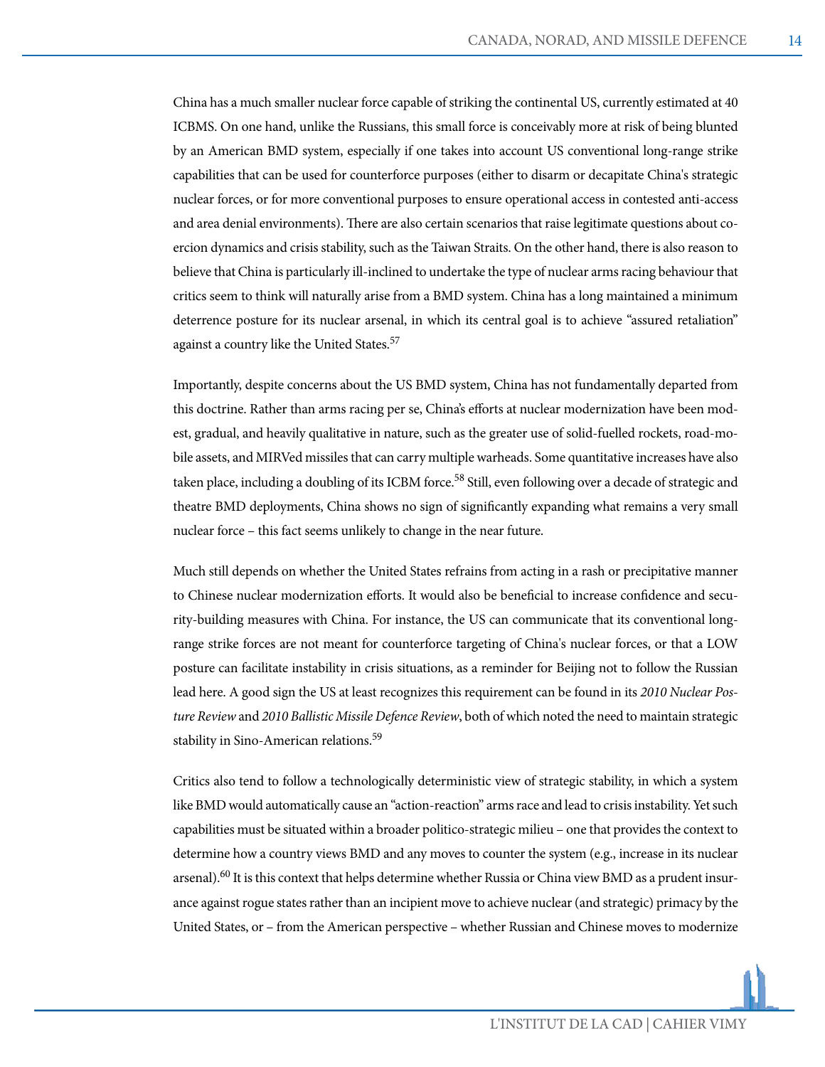China has a much smaller nuclear force capable of striking the continental US, currently estimated at 40 ICBMS. On one hand, unlike the Russians, this small force is conceivably more at risk of being blunted by an American BMD system, especially if one takes into account US conventional long-range strike capabilities that can be used for counterforce purposes (either to disarm or decapitate China's strategic nuclear forces, or for more conventional purposes to ensure operational access in contested anti-access and area denial environments). There are also certain scenarios that raise legitimate questions about coercion dynamics and crisis stability, such as the Taiwan Straits. On the other hand, there is also reason to believe that China is particularly ill-inclined to undertake the type of nuclear arms racing behaviour that critics seem to think will naturally arise from a BMD system. China has a long maintained a minimum deterrence posture for its nuclear arsenal, in which its central goal is to achieve "assured retaliation" against a country like the United States.[57]

Importantly, despite concerns about the US BMD system, China has not fundamentally departed from this doctrine. Rather than arms racing per se, China's efforts at nuclear modernization have been modest, gradual, and heavily qualitative in nature, such as the greater use of solid-fuelled rockets, road-mobile assets, and MIRVed missiles that can carry multiple warheads. Some quantitative increases have also taken place, including a doubling of its ICBM force.[58] Still, even following over a decade of strategic and theatre BMD deployments, China shows no sign of significantly expanding what remains a very small nuclear force – this fact seems unlikely to change in the near future.

Much still depends on whether the United States refrains from acting in a rash or precipitative manner to Chinese nuclear modernization efforts. It would also be beneficial to increase confidence and security-building measures with China. For instance, the US can communicate that its conventional long-range strike forces are not meant for counterforce targeting of China's nuclear forces, or that a LOW posture can facilitate instability in crisis situations, as a reminder for Beijing not to follow the Russian lead here. A good sign the US at least recognizes this requirement can be found in its *2010 Nuclear Posture Review* and *2010 Ballistic Missile Defence Review*, both of which noted the need to maintain strategic stability in Sino-American relations.[59]

Critics also tend to follow a technologically deterministic view of strategic stability, in which a system like BMD would automatically cause an "action-reaction" arms race and lead to crisis instability. Yet such capabilities must be situated within a broader politico-strategic milieu – one that provides the context to determine how a country views BMD and any moves to counter the system (e.g., increase in its nuclear arsenal).[60] It is this context that helps determine whether Russia or China view BMD as a prudent insurance against rogue states rather than an incipient move to achieve nuclear (and strategic) primacy by the United States, or – from the American perspective – whether Russian and Chinese moves to modernize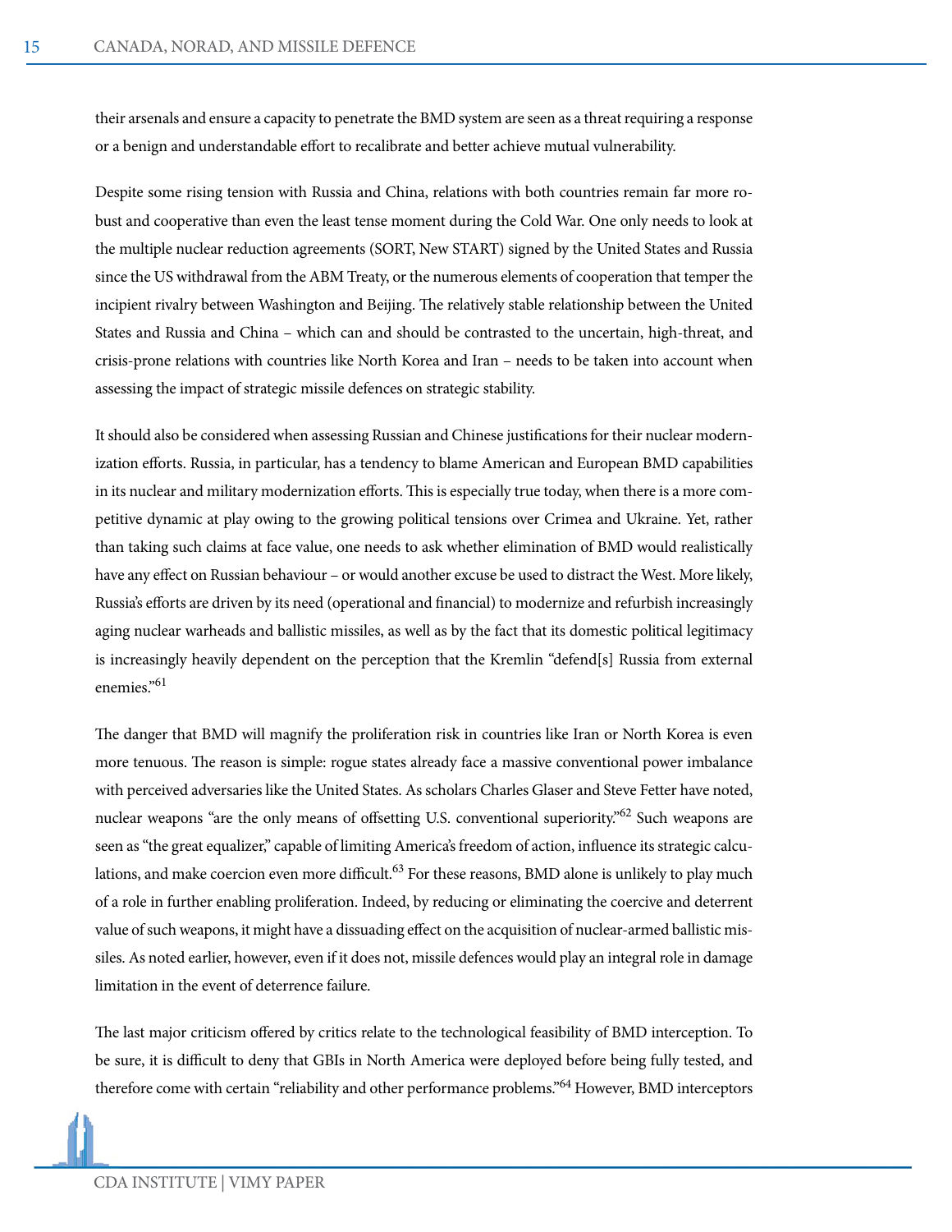their arsenals and ensure a capacity to penetrate the BMD system are seen as a threat requiring a response or a benign and understandable effort to recalibrate and better achieve mutual vulnerability.

Despite some rising tension with Russia and China, relations with both countries remain far more robust and cooperative than even the least tense moment during the Cold War. One only needs to look at the multiple nuclear reduction agreements (SORT, New START) signed by the United States and Russia since the US withdrawal from the ABM Treaty, or the numerous elements of cooperation that temper the incipient rivalry between Washington and Beijing. The relatively stable relationship between the United States and Russia and China – which can and should be contrasted to the uncertain, high-threat, and crisis-prone relations with countries like North Korea and Iran – needs to be taken into account when assessing the impact of strategic missile defences on strategic stability.

It should also be considered when assessing Russian and Chinese justifications for their nuclear modernization efforts. Russia, in particular, has a tendency to blame American and European BMD capabilities in its nuclear and military modernization efforts. This is especially true today, when there is a more competitive dynamic at play owing to the growing political tensions over Crimea and Ukraine. Yet, rather than taking such claims at face value, one needs to ask whether elimination of BMD would realistically have any effect on Russian behaviour – or would another excuse be used to distract the West. More likely, Russia's efforts are driven by its need (operational and financial) to modernize and refurbish increasingly aging nuclear warheads and ballistic missiles, as well as by the fact that its domestic political legitimacy is increasingly heavily dependent on the perception that the Kremlin "defend[s] Russia from external enemies."[61]

The danger that BMD will magnify the proliferation risk in countries like Iran or North Korea is even more tenuous. The reason is simple: rogue states already face a massive conventional power imbalance with perceived adversaries like the United States. As scholars Charles Glaser and Steve Fetter have noted, nuclear weapons "are the only means of offsetting U.S. conventional superiority."[62] Such weapons are seen as "the great equalizer," capable of limiting America's freedom of action, influence its strategic calculations, and make coercion even more difficult.[63] For these reasons, BMD alone is unlikely to play much of a role in further enabling proliferation. Indeed, by reducing or eliminating the coercive and deterrent value of such weapons, it might have a dissuading effect on the acquisition of nuclear-armed ballistic missiles. As noted earlier, however, even if it does not, missile defences would play an integral role in damage limitation in the event of deterrence failure.

The last major criticism offered by critics relate to the technological feasibility of BMD interception. To be sure, it is difficult to deny that GBIs in North America were deployed before being fully tested, and therefore come with certain "reliability and other performance problems."[64] However, BMD interceptors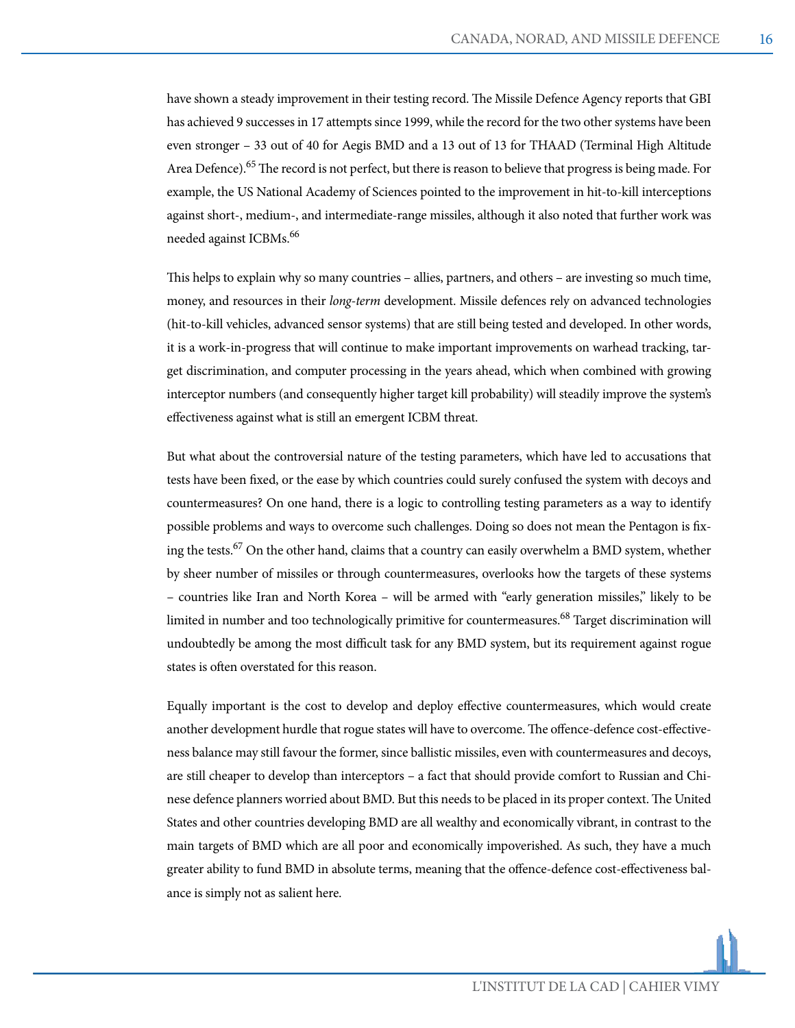have shown a steady improvement in their testing record. The Missile Defence Agency reports that GBI has achieved 9 successes in 17 attempts since 1999, while the record for the two other systems have been even stronger – 33 out of 40 for Aegis BMD and a 13 out of 13 for THAAD (Terminal High Altitude Area Defence).[65] The record is not perfect, but there is reason to believe that progress is being made. For example, the US National Academy of Sciences pointed to the improvement in hit-to-kill interceptions against short-, medium-, and intermediate-range missiles, although it also noted that further work was needed against ICBMs.[66]

This helps to explain why so many countries – allies, partners, and others – are investing so much time, money, and resources in their *long-term* development. Missile defences rely on advanced technologies (hit-to-kill vehicles, advanced sensor systems) that are still being tested and developed. In other words, it is a work-in-progress that will continue to make important improvements on warhead tracking, target discrimination, and computer processing in the years ahead, which when combined with growing interceptor numbers (and consequently higher target kill probability) will steadily improve the system's effectiveness against what is still an emergent ICBM threat.

But what about the controversial nature of the testing parameters, which have led to accusations that tests have been fixed, or the ease by which countries could surely confused the system with decoys and countermeasures? On one hand, there is a logic to controlling testing parameters as a way to identify possible problems and ways to overcome such challenges. Doing so does not mean the Pentagon is fixing the tests.[67] On the other hand, claims that a country can easily overwhelm a BMD system, whether by sheer number of missiles or through countermeasures, overlooks how the targets of these systems – countries like Iran and North Korea – will be armed with "early generation missiles," likely to be limited in number and too technologically primitive for countermeasures.[68] Target discrimination will undoubtedly be among the most difficult task for any BMD system, but its requirement against rogue states is often overstated for this reason.

Equally important is the cost to develop and deploy effective countermeasures, which would create another development hurdle that rogue states will have to overcome. The offence-defence cost-effectiveness balance may still favour the former, since ballistic missiles, even with countermeasures and decoys, are still cheaper to develop than interceptors – a fact that should provide comfort to Russian and Chinese defence planners worried about BMD. But this needs to be placed in its proper context. The United States and other countries developing BMD are all wealthy and economically vibrant, in contrast to the main targets of BMD which are all poor and economically impoverished. As such, they have a much greater ability to fund BMD in absolute terms, meaning that the offence-defence cost-effectiveness balance is simply not as salient here.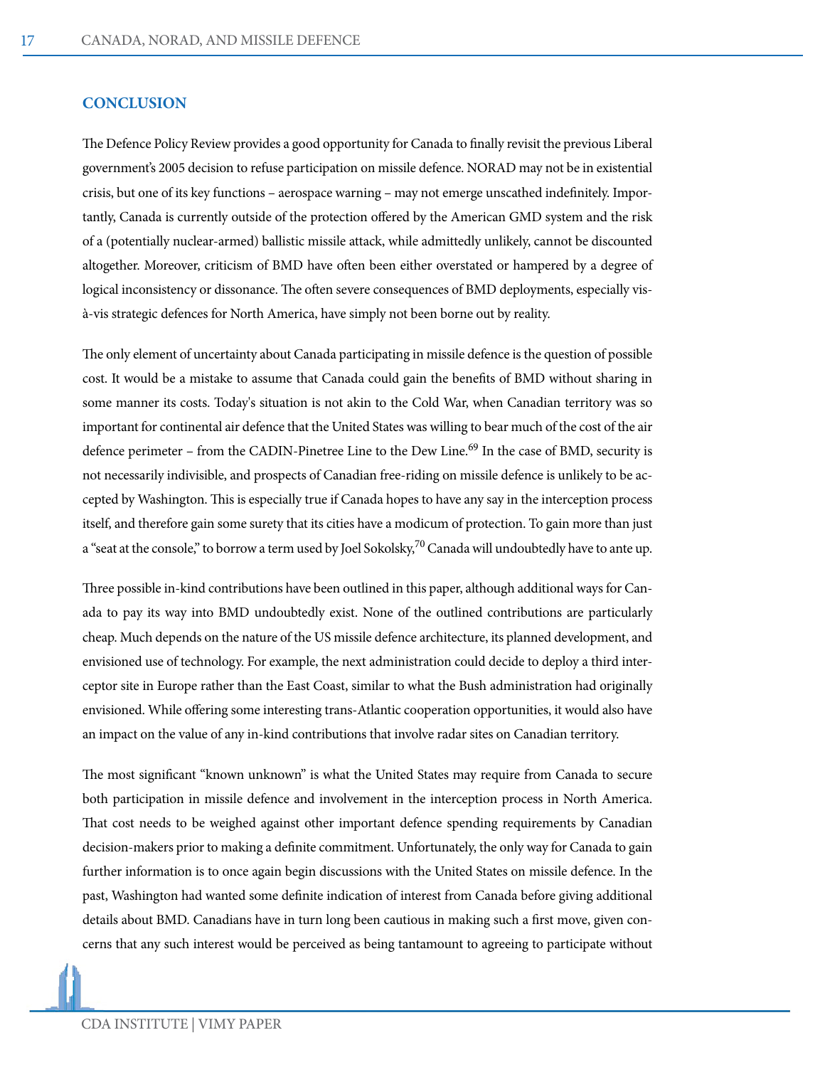## CONCLUSION

The Defence Policy Review provides a good opportunity for Canada to finally revisit the previous Liberal government's 2005 decision to refuse participation on missile defence. NORAD may not be in existential crisis, but one of its key functions – aerospace warning – may not emerge unscathed indefinitely. Importantly, Canada is currently outside of the protection offered by the American GMD system and the risk of a (potentially nuclear-armed) ballistic missile attack, while admittedly unlikely, cannot be discounted altogether. Moreover, criticism of BMD have often been either overstated or hampered by a degree of logical inconsistency or dissonance. The often severe consequences of BMD deployments, especially vis-à-vis strategic defences for North America, have simply not been borne out by reality.

The only element of uncertainty about Canada participating in missile defence is the question of possible cost. It would be a mistake to assume that Canada could gain the benefits of BMD without sharing in some manner its costs. Today's situation is not akin to the Cold War, when Canadian territory was so important for continental air defence that the United States was willing to bear much of the cost of the air defence perimeter – from the CADIN-Pinetree Line to the Dew Line.[69] In the case of BMD, security is not necessarily indivisible, and prospects of Canadian free-riding on missile defence is unlikely to be accepted by Washington. This is especially true if Canada hopes to have any say in the interception process itself, and therefore gain some surety that its cities have a modicum of protection. To gain more than just a "seat at the console," to borrow a term used by Joel Sokolsky,[70] Canada will undoubtedly have to ante up.

Three possible in-kind contributions have been outlined in this paper, although additional ways for Canada to pay its way into BMD undoubtedly exist. None of the outlined contributions are particularly cheap. Much depends on the nature of the US missile defence architecture, its planned development, and envisioned use of technology. For example, the next administration could decide to deploy a third interceptor site in Europe rather than the East Coast, similar to what the Bush administration had originally envisioned. While offering some interesting trans-Atlantic cooperation opportunities, it would also have an impact on the value of any in-kind contributions that involve radar sites on Canadian territory.

The most significant "known unknown" is what the United States may require from Canada to secure both participation in missile defence and involvement in the interception process in North America. That cost needs to be weighed against other important defence spending requirements by Canadian decision-makers prior to making a definite commitment. Unfortunately, the only way for Canada to gain further information is to once again begin discussions with the United States on missile defence. In the past, Washington had wanted some definite indication of interest from Canada before giving additional details about BMD. Canadians have in turn long been cautious in making such a first move, given concerns that any such interest would be perceived as being tantamount to agreeing to participate without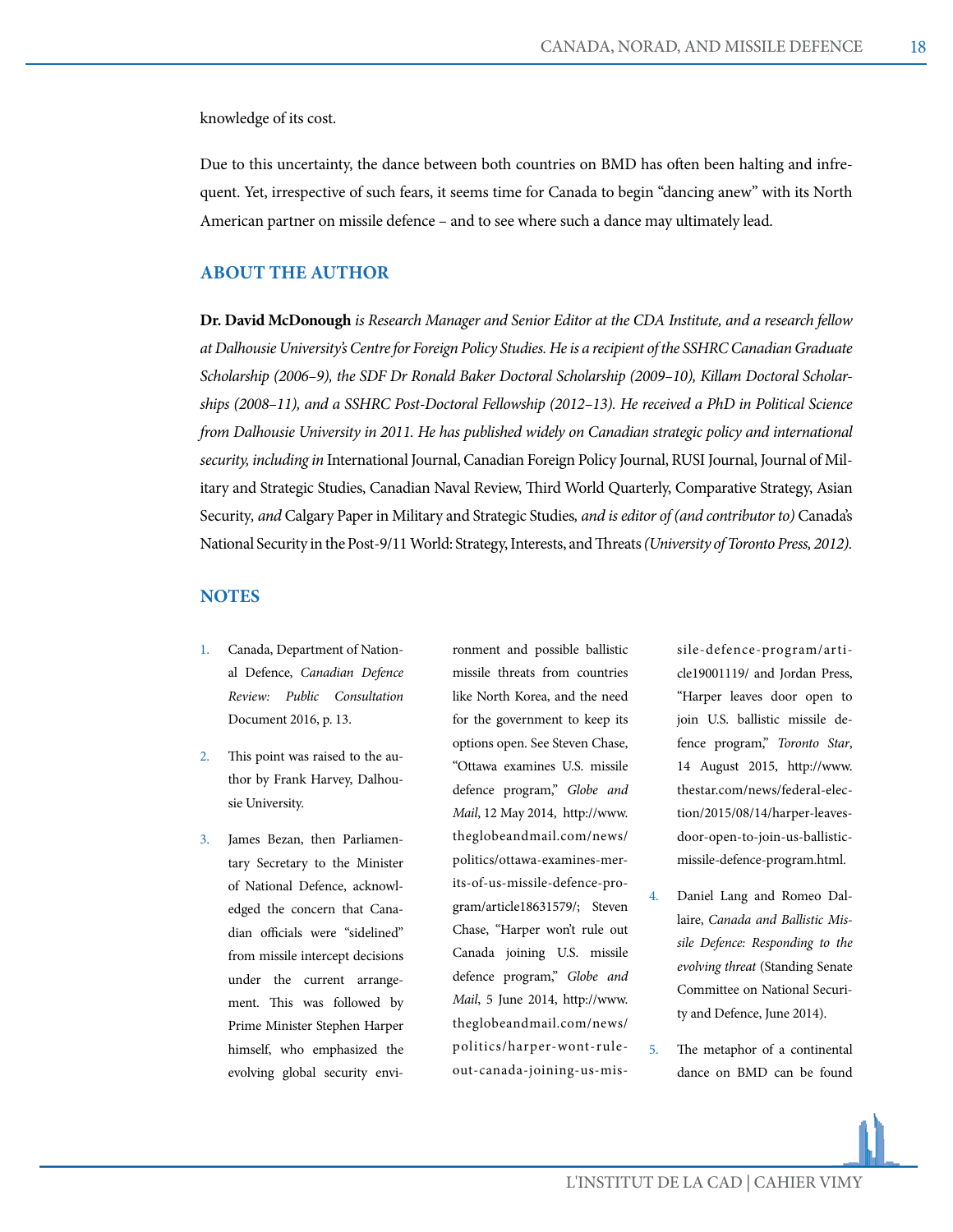knowledge of its cost.

Due to this uncertainty, the dance between both countries on BMD has often been halting and infrequent. Yet, irrespective of such fears, it seems time for Canada to begin "dancing anew" with its North American partner on missile defence – and to see where such a dance may ultimately lead.

## ABOUT THE AUTHOR

**Dr. David McDonough** *is Research Manager and Senior Editor at the CDA Institute, and a research fellow at Dalhousie University's Centre for Foreign Policy Studies. He is a recipient of the SSHRC Canadian Graduate Scholarship (2006–9), the SDF Dr Ronald Baker Doctoral Scholarship (2009–10), Killam Doctoral Scholarships (2008–11), and a SSHRC Post-Doctoral Fellowship (2012–13). He received a PhD in Political Science from Dalhousie University in 2011. He has published widely on Canadian strategic policy and international security, including in* International Journal, Canadian Foreign Policy Journal, RUSI Journal, Journal of Military and Strategic Studies, Canadian Naval Review, Third World Quarterly, Comparative Strategy, Asian Security, *and* Calgary Paper in Military and Strategic Studies*, and is editor of (and contributor to)* Canada's National Security in the Post-9/11 World: Strategy, Interests, and Threats *(University of Toronto Press, 2012).*

## NOTES

1. Canada, Department of National Defence, *Canadian Defence Review: Public Consultation* Document 2016, p. 13.

2. This point was raised to the author by Frank Harvey, Dalhousie University.

3. James Bezan, then Parliamentary Secretary to the Minister of National Defence, acknowledged the concern that Canadian officials were "sidelined" from missile intercept decisions under the current arrangement. This was followed by Prime Minister Stephen Harper himself, who emphasized the evolving global security environment and possible ballistic missile threats from countries like North Korea, and the need for the government to keep its options open. See Steven Chase, "Ottawa examines U.S. missile defence program," *Globe and Mail*, 12 May 2014, http://www.theglobeandmail.com/news/politics/ottawa-examines-merits-of-us-missile-defence-program/article18631579/; Steven Chase, "Harper won't rule out Canada joining U.S. missile defence program," *Globe and Mail*, 5 June 2014, http://www.theglobeandmail.com/news/politics/harper-wont-rule-out-canada-joining-us-missile-defence-program/article19001119/ and Jordan Press, "Harper leaves door open to join U.S. ballistic missile defence program," *Toronto Star*, 14 August 2015, http://www.thestar.com/news/federal-election/2015/08/14/harper-leaves-door-open-to-join-us-ballistic-missile-defence-program.html.

4. Daniel Lang and Romeo Dallaire, *Canada and Ballistic Missile Defence: Responding to the evolving threat* (Standing Senate Committee on National Security and Defence, June 2014).

5. The metaphor of a continental dance on BMD can be found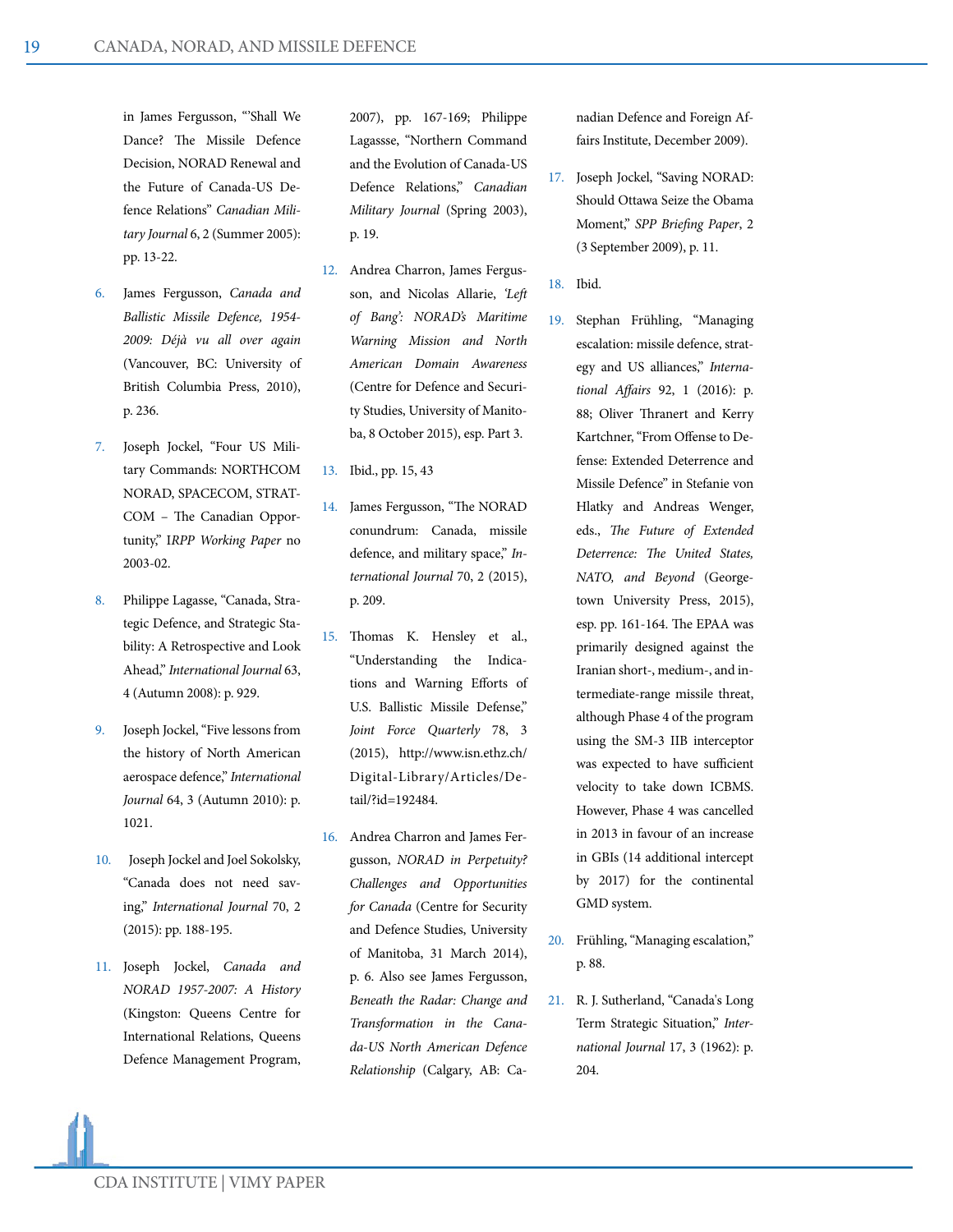in James Fergusson, "'Shall We Dance? The Missile Defence Decision, NORAD Renewal and the Future of Canada-US Defence Relations" *Canadian Military Journal* 6, 2 (Summer 2005): pp. 13-22.

6. James Fergusson, *Canada and Ballistic Missile Defence, 1954-2009: Déjà vu all over again* (Vancouver, BC: University of British Columbia Press, 2010), p. 236.

7. Joseph Jockel, "Four US Military Commands: NORTHCOM NORAD, SPACECOM, STRATCOM – The Canadian Opportunity," I*RPP Working Paper* no 2003-02.

8. Philippe Lagasse, "Canada, Strategic Defence, and Strategic Stability: A Retrospective and Look Ahead," *International Journal* 63, 4 (Autumn 2008): p. 929.

9. Joseph Jockel, "Five lessons from the history of North American aerospace defence," *International Journal* 64, 3 (Autumn 2010): p. 1021.

10. Joseph Jockel and Joel Sokolsky, "Canada does not need saving," *International Journal* 70, 2 (2015): pp. 188-195.

11. Joseph Jockel, *Canada and NORAD 1957-2007: A History* (Kingston: Queens Centre for International Relations, Queens Defence Management Program, 2007), pp. 167-169; Philippe Lagassse, "Northern Command and the Evolution of Canada-US Defence Relations," *Canadian Military Journal* (Spring 2003), p. 19.

12. Andrea Charron, James Fergusson, and Nicolas Allarie, *'Left of Bang': NORAD's Maritime Warning Mission and North American Domain Awareness* (Centre for Defence and Security Studies, University of Manitoba, 8 October 2015), esp. Part 3.

13. Ibid., pp. 15, 43

14. James Fergusson, "The NORAD conundrum: Canada, missile defence, and military space," *International Journal* 70, 2 (2015), p. 209.

15. Thomas K. Hensley et al., "Understanding the Indications and Warning Efforts of U.S. Ballistic Missile Defense," *Joint Force Quarterly* 78, 3 (2015), http://www.isn.ethz.ch/Digital-Library/Articles/Detail/?id=192484.

16. Andrea Charron and James Fergusson, *NORAD in Perpetuity? Challenges and Opportunities for Canada* (Centre for Security and Defence Studies, University of Manitoba, 31 March 2014), p. 6. Also see James Fergusson, *Beneath the Radar: Change and Transformation in the Canada-US North American Defence Relationship* (Calgary, AB: Canadian Defence and Foreign Affairs Institute, December 2009).

17. Joseph Jockel, "Saving NORAD: Should Ottawa Seize the Obama Moment," *SPP Briefing Paper*, 2 (3 September 2009), p. 11.

18. Ibid.

19. Stephan Frühling, "Managing escalation: missile defence, strategy and US alliances," *International Affairs* 92, 1 (2016): p. 88; Oliver Thranert and Kerry Kartchner, "From Offense to Defense: Extended Deterrence and Missile Defence" in Stefanie von Hlatky and Andreas Wenger, eds., *The Future of Extended Deterrence: The United States, NATO, and Beyond* (Georgetown University Press, 2015), esp. pp. 161-164. The EPAA was primarily designed against the Iranian short-, medium-, and intermediate-range missile threat, although Phase 4 of the program using the SM-3 IIB interceptor was expected to have sufficient velocity to take down ICBMS. However, Phase 4 was cancelled in 2013 in favour of an increase in GBIs (14 additional intercept by 2017) for the continental GMD system.

20. Frühling, "Managing escalation," p. 88.

21. R. J. Sutherland, "Canada's Long Term Strategic Situation," *International Journal* 17, 3 (1962): p. 204.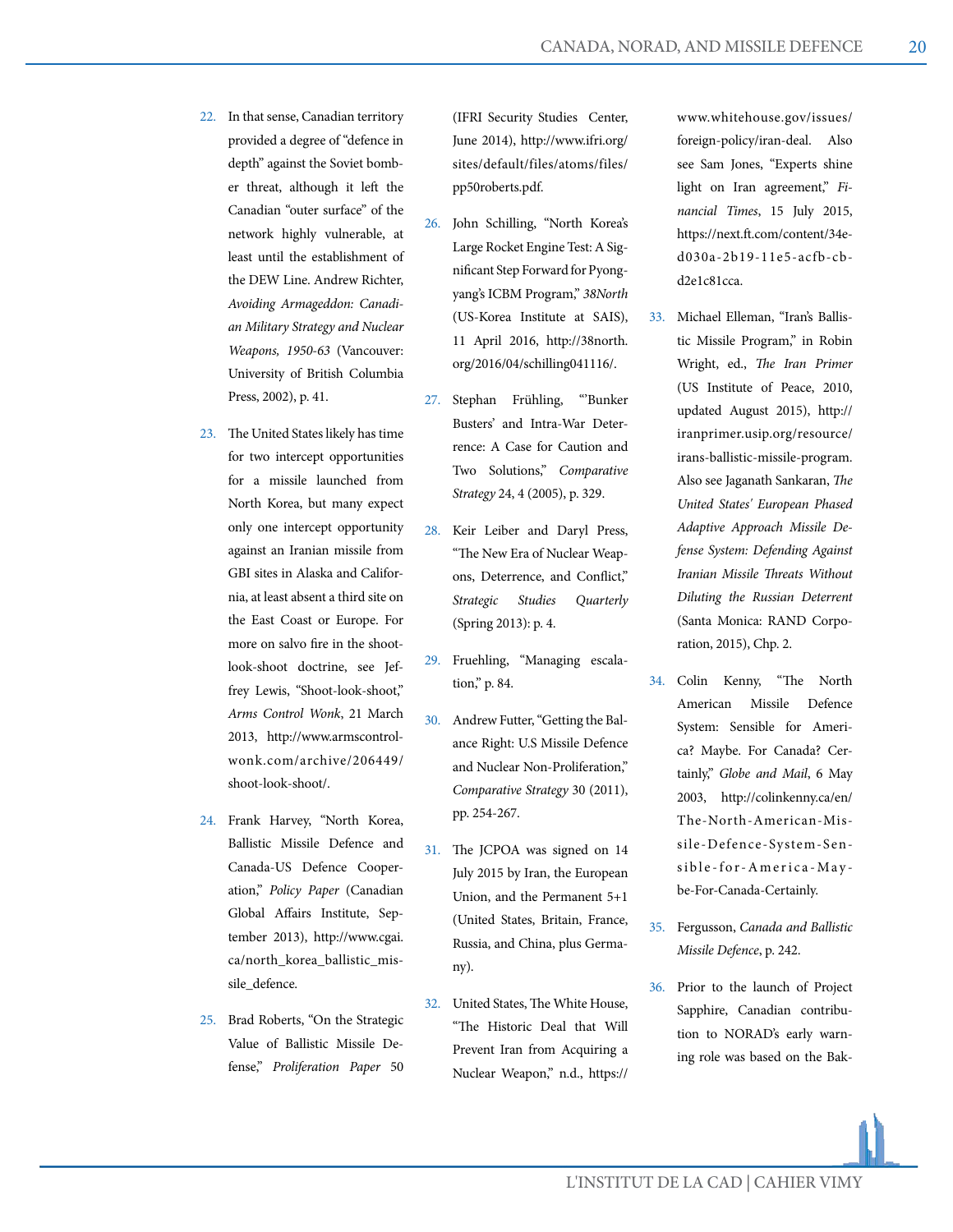22. In that sense, Canadian territory provided a degree of "defence in depth" against the Soviet bomber threat, although it left the Canadian "outer surface" of the network highly vulnerable, at least until the establishment of the DEW Line. Andrew Richter, *Avoiding Armageddon: Canadian Military Strategy and Nuclear Weapons, 1950-63* (Vancouver: University of British Columbia Press, 2002), p. 41.

23. The United States likely has time for two intercept opportunities for a missile launched from North Korea, but many expect only one intercept opportunity against an Iranian missile from GBI sites in Alaska and California, at least absent a third site on the East Coast or Europe. For more on salvo fire in the shoot-look-shoot doctrine, see Jeffrey Lewis, "Shoot-look-shoot," *Arms Control Wonk*, 21 March 2013, http://www.armscontrolwonk.com/archive/206449/shoot-look-shoot/.

24. Frank Harvey, "North Korea, Ballistic Missile Defence and Canada-US Defence Cooperation," *Policy Paper* (Canadian Global Affairs Institute, September 2013), http://www.cgai.ca/north_korea_ballistic_missile_defence.

25. Brad Roberts, "On the Strategic Value of Ballistic Missile Defense," *Proliferation Paper* 50 (IFRI Security Studies Center, June 2014), http://www.ifri.org/sites/default/files/atoms/files/pp50roberts.pdf.

26. John Schilling, "North Korea's Large Rocket Engine Test: A Significant Step Forward for Pyongyang's ICBM Program," *38North* (US-Korea Institute at SAIS), 11 April 2016, http://38north.org/2016/04/schilling041116/.

27. Stephan Frühling, "'Bunker Busters' and Intra-War Deterrence: A Case for Caution and Two Solutions," *Comparative Strategy* 24, 4 (2005), p. 329.

28. Keir Leiber and Daryl Press, "The New Era of Nuclear Weapons, Deterrence, and Conflict," *Strategic Studies Quarterly* (Spring 2013): p. 4.

29. Fruehling, "Managing escalation," p. 84.

30. Andrew Futter, "Getting the Balance Right: U.S Missile Defence and Nuclear Non-Proliferation," *Comparative Strategy* 30 (2011), pp. 254-267.

31. The JCPOA was signed on 14 July 2015 by Iran, the European Union, and the Permanent 5+1 (United States, Britain, France, Russia, and China, plus Germany).

32. United States, The White House, "The Historic Deal that Will Prevent Iran from Acquiring a Nuclear Weapon," n.d., https://www.whitehouse.gov/issues/foreign-policy/iran-deal. Also see Sam Jones, "Experts shine light on Iran agreement," *Financial Times*, 15 July 2015, https://next.ft.com/content/34ed030a-2b19-11e5-acfb-cbd2e1c81cca.

33. Michael Elleman, "Iran's Ballistic Missile Program," in Robin Wright, ed., *The Iran Primer* (US Institute of Peace, 2010, updated August 2015), http://iranprimer.usip.org/resource/irans-ballistic-missile-program. Also see Jaganath Sankaran, *The United States' European Phased Adaptive Approach Missile Defense System: Defending Against Iranian Missile Threats Without Diluting the Russian Deterrent* (Santa Monica: RAND Corporation, 2015), Chp. 2.

34. Colin Kenny, "The North American Missile Defence System: Sensible for America? Maybe. For Canada? Certainly," *Globe and Mail*, 6 May 2003, http://colinkenny.ca/en/The-North-American-Missile-Defence-System-Sensible-for-America-Maybe-For-Canada-Certainly.

35. Fergusson, *Canada and Ballistic Missile Defence*, p. 242.

36. Prior to the launch of Project Sapphire, Canadian contribution to NORAD's early warning role was based on the Bak-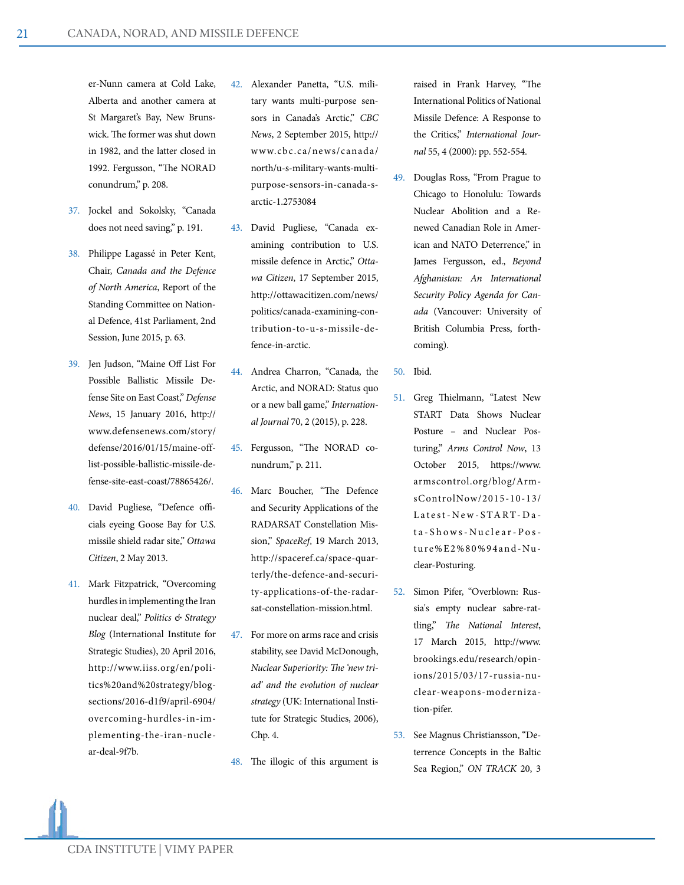er-Nunn camera at Cold Lake, Alberta and another camera at St Margaret's Bay, New Brunswick. The former was shut down in 1982, and the latter closed in 1992. Fergusson, "The NORAD conundrum," p. 208.

37. Jockel and Sokolsky, "Canada does not need saving," p. 191.

38. Philippe Lagassé in Peter Kent, Chair, *Canada and the Defence of North America*, Report of the Standing Committee on National Defence, 41st Parliament, 2nd Session, June 2015, p. 63.

39. Jen Judson, "Maine Off List For Possible Ballistic Missile Defense Site on East Coast," *Defense News*, 15 January 2016, http://www.defensenews.com/story/defense/2016/01/15/maine-off-list-possible-ballistic-missile-defense-site-east-coast/78865426/.

40. David Pugliese, "Defence officials eyeing Goose Bay for U.S. missile shield radar site," *Ottawa Citizen*, 2 May 2013.

41. Mark Fitzpatrick, "Overcoming hurdles in implementing the Iran nuclear deal," *Politics & Strategy Blog* (International Institute for Strategic Studies), 20 April 2016, http://www.iiss.org/en/politics%20and%20strategy/blogsections/2016-d1f9/april-6904/overcoming-hurdles-in-implementing-the-iran-nuclear-deal-9f7b.

42. Alexander Panetta, "U.S. military wants multi-purpose sensors in Canada's Arctic," *CBC News*, 2 September 2015, http://www.cbc.ca/news/canada/north/u-s-military-wants-multi-purpose-sensors-in-canada-s-arctic-1.2753084

43. David Pugliese, "Canada examining contribution to U.S. missile defence in Arctic," *Ottawa Citizen*, 17 September 2015, http://ottawacitizen.com/news/politics/canada-examining-contribution-to-u-s-missile-defence-in-arctic.

44. Andrea Charron, "Canada, the Arctic, and NORAD: Status quo or a new ball game," *International Journal* 70, 2 (2015), p. 228.

45. Fergusson, "The NORAD conundrum," p. 211.

46. Marc Boucher, "The Defence and Security Applications of the RADARSAT Constellation Mission," *SpaceRef*, 19 March 2013, http://spaceref.ca/space-quarterly/the-defence-and-security-applications-of-the-radarsat-constellation-mission.html.

47. For more on arms race and crisis stability, see David McDonough, *Nuclear Superiority: The 'new triad' and the evolution of nuclear strategy* (UK: International Institute for Strategic Studies, 2006), Chp. 4.

48. The illogic of this argument is raised in Frank Harvey, "The International Politics of National Missile Defence: A Response to the Critics," *International Journal* 55, 4 (2000): pp. 552-554.

49. Douglas Ross, "From Prague to Chicago to Honolulu: Towards Nuclear Abolition and a Renewed Canadian Role in American and NATO Deterrence," in James Fergusson, ed., *Beyond Afghanistan: An International Security Policy Agenda for Canada* (Vancouver: University of British Columbia Press, forthcoming).

50. Ibid.

51. Greg Thielmann, "Latest New START Data Shows Nuclear Posture – and Nuclear Posturing," *Arms Control Now*, 13 October 2015, https://www.armscontrol.org/blog/ArmsControlNow/2015-10-13/Latest-New-START-Data-Shows-Nuclear-Posture%E2%80%94and-Nuclear-Posturing.

52. Simon Pifer, "Overblown: Russia's empty nuclear sabre-rattling," *The National Interest*, 17 March 2015, http://www.brookings.edu/research/opinions/2015/03/17-russia-nuclear-weapons-modernization-pifer.

53. See Magnus Christiansson, "Deterrence Concepts in the Baltic Sea Region," *ON TRACK* 20, 3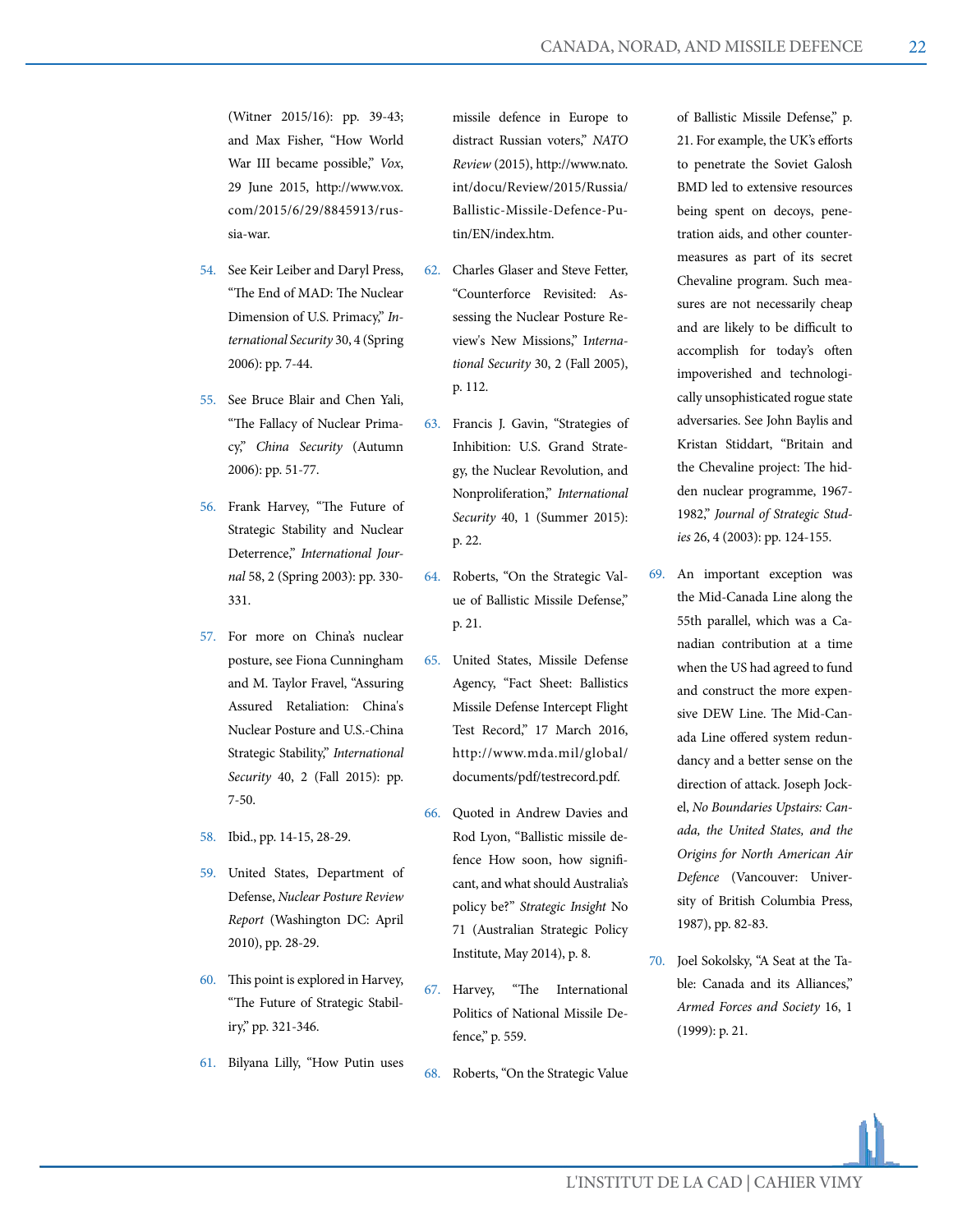(Witner 2015/16): pp. 39-43; and Max Fisher, "How World War III became possible," *Vox*, 29 June 2015, http://www.vox.com/2015/6/29/8845913/russia-war.

54. See Keir Leiber and Daryl Press, "The End of MAD: The Nuclear Dimension of U.S. Primacy," *International Security* 30, 4 (Spring 2006): pp. 7-44.

55. See Bruce Blair and Chen Yali, "The Fallacy of Nuclear Primacy," *China Security* (Autumn 2006): pp. 51-77.

56. Frank Harvey, "The Future of Strategic Stability and Nuclear Deterrence," *International Journal* 58, 2 (Spring 2003): pp. 330-331.

57. For more on China's nuclear posture, see Fiona Cunningham and M. Taylor Fravel, "Assuring Assured Retaliation: China's Nuclear Posture and U.S.-China Strategic Stability," *International Security* 40, 2 (Fall 2015): pp. 7-50.

58. Ibid., pp. 14-15, 28-29.

59. United States, Department of Defense, *Nuclear Posture Review Report* (Washington DC: April 2010), pp. 28-29.

60. This point is explored in Harvey, "The Future of Strategic Stabiliry," pp. 321-346.

61. Bilyana Lilly, "How Putin uses missile defence in Europe to distract Russian voters," *NATO Review* (2015), http://www.nato.int/docu/Review/2015/Russia/Ballistic-Missile-Defence-Putin/EN/index.htm.

62. Charles Glaser and Steve Fetter, "Counterforce Revisited: Assessing the Nuclear Posture Review's New Missions," *International Security* 30, 2 (Fall 2005), p. 112.

63. Francis J. Gavin, "Strategies of Inhibition: U.S. Grand Strategy, the Nuclear Revolution, and Nonproliferation," *International Security* 40, 1 (Summer 2015): p. 22.

64. Roberts, "On the Strategic Value of Ballistic Missile Defense," p. 21.

65. United States, Missile Defense Agency, "Fact Sheet: Ballistics Missile Defense Intercept Flight Test Record," 17 March 2016, http://www.mda.mil/global/documents/pdf/testrecord.pdf.

66. Quoted in Andrew Davies and Rod Lyon, "Ballistic missile defence How soon, how significant, and what should Australia's policy be?" *Strategic Insight* No 71 (Australian Strategic Policy Institute, May 2014), p. 8.

67. Harvey, "The International Politics of National Missile Defence," p. 559.

68. Roberts, "On the Strategic Value of Ballistic Missile Defense," p. 21. For example, the UK's efforts to penetrate the Soviet Galosh BMD led to extensive resources being spent on decoys, penetration aids, and other countermeasures as part of its secret Chevaline program. Such measures are not necessarily cheap and are likely to be difficult to accomplish for today's often impoverished and technologically unsophisticated rogue state adversaries. See John Baylis and Kristan Stiddart, "Britain and the Chevaline project: The hidden nuclear programme, 1967-1982," *Journal of Strategic Studies* 26, 4 (2003): pp. 124-155.

69. An important exception was the Mid-Canada Line along the 55th parallel, which was a Canadian contribution at a time when the US had agreed to fund and construct the more expensive DEW Line. The Mid-Canada Line offered system redundancy and a better sense on the direction of attack. Joseph Jockel, *No Boundaries Upstairs: Canada, the United States, and the Origins for North American Air Defence* (Vancouver: University of British Columbia Press, 1987), pp. 82-83.

70. Joel Sokolsky, "A Seat at the Table: Canada and its Alliances," *Armed Forces and Society* 16, 1 (1999): p. 21.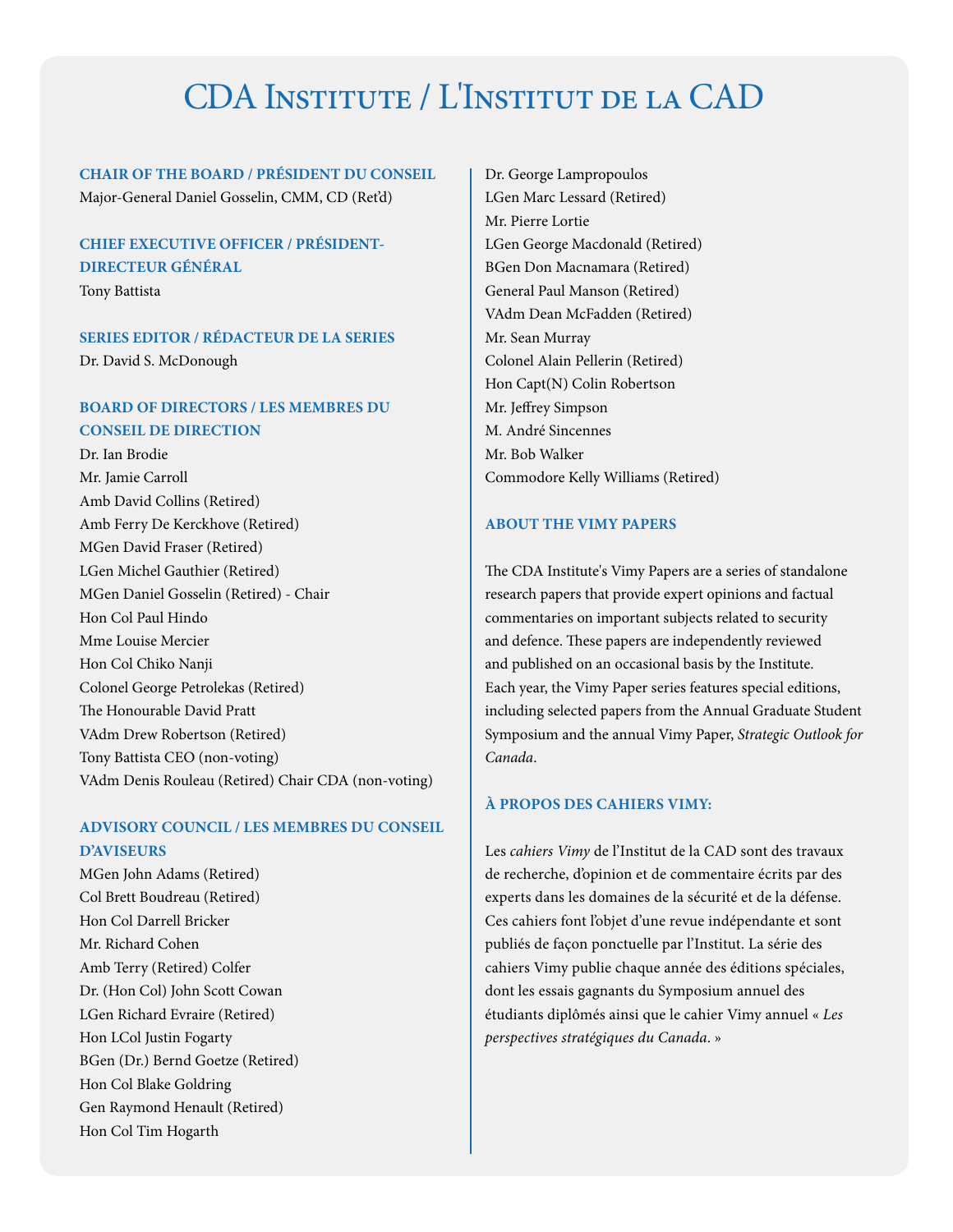# CDA Institute / L'Institut de la CAD

### CHAIR OF THE BOARD / PRÉSIDENT DU CONSEIL

Major-General Daniel Gosselin, CMM, CD (Ret'd)

### CHIEF EXECUTIVE OFFICER / PRÉSIDENT-DIRECTEUR GÉNÉRAL

Tony Battista

### SERIES EDITOR / RÉDACTEUR DE LA SERIES

Dr. David S. McDonough

### BOARD OF DIRECTORS / LES MEMBRES DU CONSEIL DE DIRECTION

Dr. Ian Brodie
Mr. Jamie Carroll
Amb David Collins (Retired)
Amb Ferry De Kerckhove (Retired)
MGen David Fraser (Retired)
LGen Michel Gauthier (Retired)
MGen Daniel Gosselin (Retired) - Chair
Hon Col Paul Hindo
Mme Louise Mercier
Hon Col Chiko Nanji
Colonel George Petrolekas (Retired)
The Honourable David Pratt
VAdm Drew Robertson (Retired)
Tony Battista CEO (non-voting)
VAdm Denis Rouleau (Retired) Chair CDA (non-voting)

### ADVISORY COUNCIL / LES MEMBRES DU CONSEIL D'AVISEURS

MGen John Adams (Retired)
Col Brett Boudreau (Retired)
Hon Col Darrell Bricker
Mr. Richard Cohen
Amb Terry (Retired) Colfer
Dr. (Hon Col) John Scott Cowan
LGen Richard Evraire (Retired)
Hon LCol Justin Fogarty
BGen (Dr.) Bernd Goetze (Retired)
Hon Col Blake Goldring
Gen Raymond Henault (Retired)
Hon Col Tim Hogarth
Dr. George Lampropoulos
LGen Marc Lessard (Retired)
Mr. Pierre Lortie
LGen George Macdonald (Retired)
BGen Don Macnamara (Retired)
General Paul Manson (Retired)
VAdm Dean McFadden (Retired)
Mr. Sean Murray
Colonel Alain Pellerin (Retired)
Hon Capt(N) Colin Robertson
Mr. Jeffrey Simpson
M. André Sincennes
Mr. Bob Walker
Commodore Kelly Williams (Retired)

### ABOUT THE VIMY PAPERS

The CDA Institute's Vimy Papers are a series of standalone research papers that provide expert opinions and factual commentaries on important subjects related to security and defence. These papers are independently reviewed and published on an occasional basis by the Institute. Each year, the Vimy Paper series features special editions, including selected papers from the Annual Graduate Student Symposium and the annual Vimy Paper, *Strategic Outlook for Canada*.

### À PROPOS DES CAHIERS VIMY:

Les *cahiers Vimy* de l'Institut de la CAD sont des travaux de recherche, d'opinion et de commentaire écrits par des experts dans les domaines de la sécurité et de la défense. Ces cahiers font l'objet d'une revue indépendante et sont publiés de façon ponctuelle par l'Institut. La série des cahiers Vimy publie chaque année des éditions spéciales, dont les essais gagnants du Symposium annuel des étudiants diplômés ainsi que le cahier Vimy annuel « *Les perspectives stratégiques du Canada*. »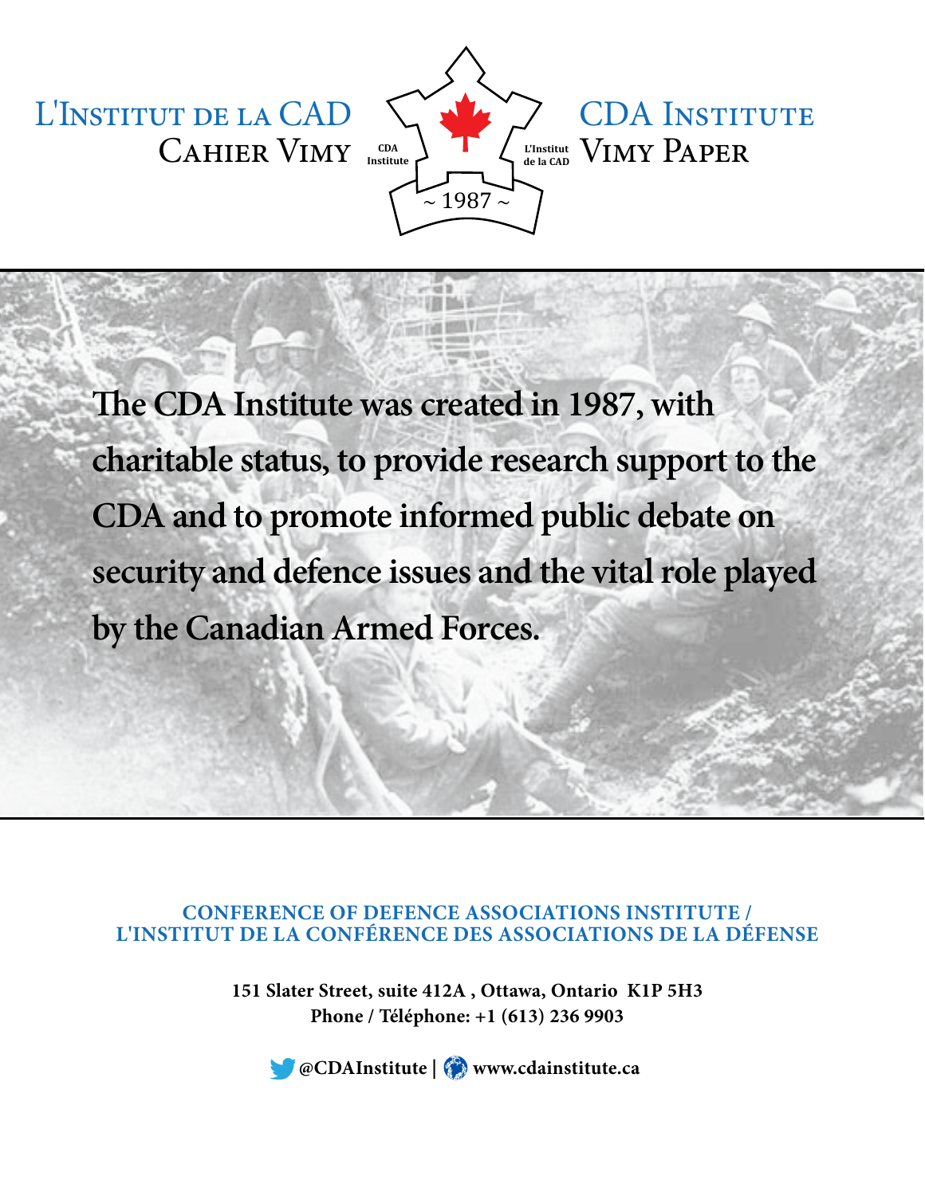L'INSTITUT DE LA CAD
CAHIER VIMY

CDA Institute
L'Institut de la CAD
~ 1987 ~

CDA INSTITUTE
VIMY PAPER

**The CDA Institute was created in 1987, with charitable status, to provide research support to the CDA and to promote informed public debate on security and defence issues and the vital role played by the Canadian Armed Forces.**

**CONFERENCE OF DEFENCE ASSOCIATIONS INSTITUTE /
L'INSTITUT DE LA CONFÉRENCE DES ASSOCIATIONS DE LA DÉFENSE**

**151 Slater Street, suite 412A , Ottawa, Ontario K1P 5H3
Phone / Téléphone: +1 (613) 236 9903**

**@CDAInstitute | www.cdainstitute.ca**